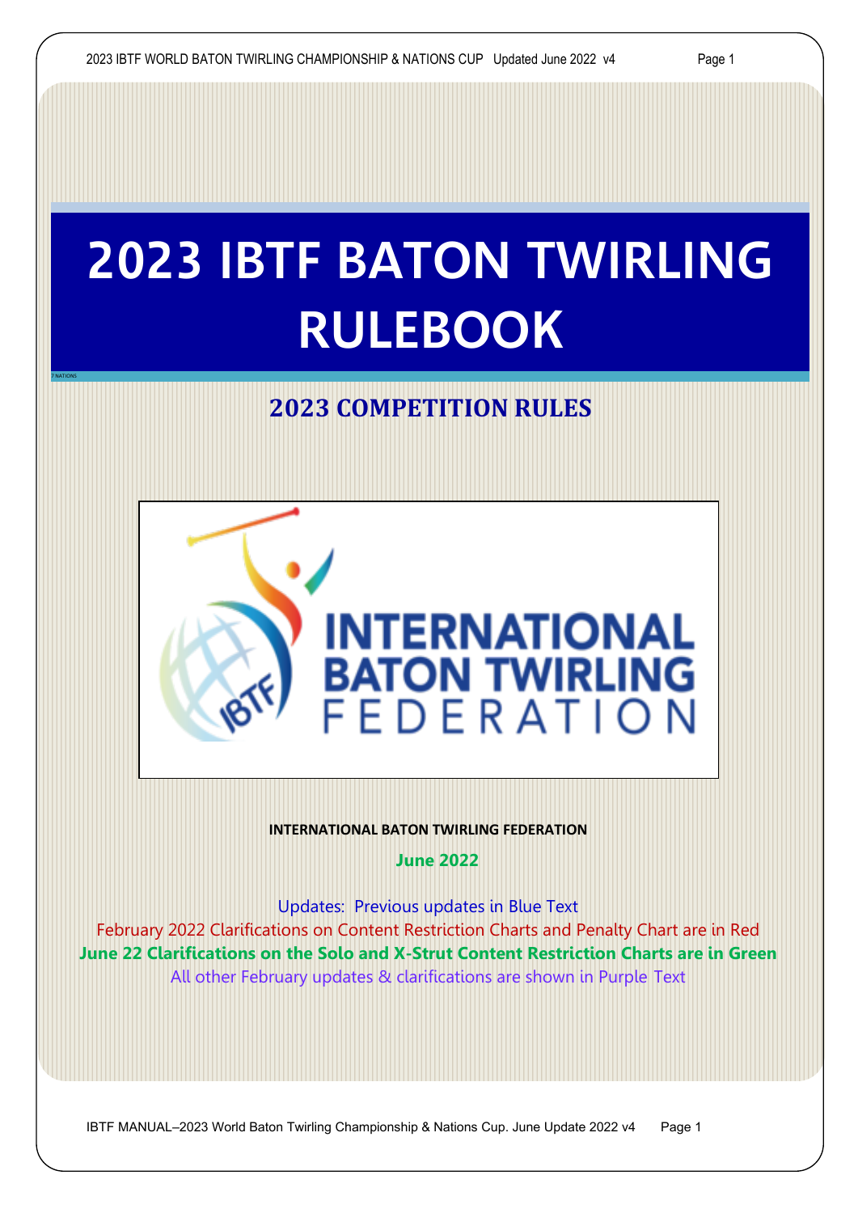# 2023 IBTF BATON TWIRLING RULEBOOK

## 2023 COMPETITION RULES

INTERNATIONAL BATON TWIRLING FEDERATION

**INTERNATIONAL BATON TWIRLING FEDERATION**

**June 2022**

Updates: Previous updates in Blue Text

February 2022 Clarifications on Content Restriction Charts and Penalty Chart are in Red

**June 22 Clarifications on the Solo and X-Strut Content Restriction Charts are in Green**

All other February updates & clarifications are shown in Purple Text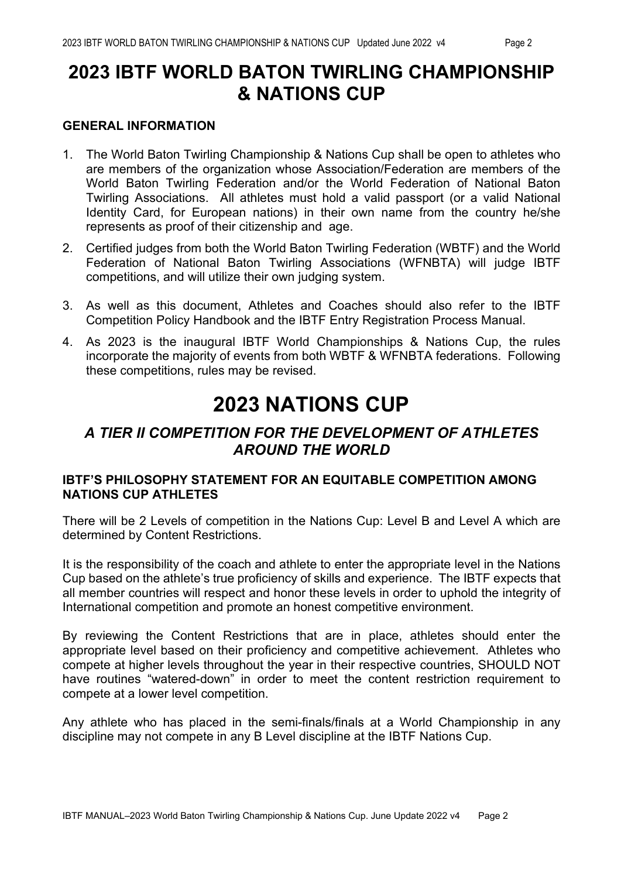# 2023 IBTF WORLD BATON TWIRLING CHAMPIONSHIP & NATIONS CUP

### GENERAL INFORMATION

1. The World Baton Twirling Championship & Nations Cup shall be open to athletes who are members of the organization whose Association/Federation are members of the World Baton Twirling Federation and/or the World Federation of National Baton Twirling Associations. All athletes must hold a valid passport (or a valid National Identity Card, for European nations) in their own name from the country he/she represents as proof of their citizenship and age.
2. Certified judges from both the World Baton Twirling Federation (WBTF) and the World Federation of National Baton Twirling Associations (WFNBTA) will judge IBTF competitions, and will utilize their own judging system.
3. As well as this document, Athletes and Coaches should also refer to the IBTF Competition Policy Handbook and the IBTF Entry Registration Process Manual.
4. As 2023 is the inaugural IBTF World Championships & Nations Cup, the rules incorporate the majority of events from both WBTF & WFNBTA federations. Following these competitions, rules may be revised.

# 2023 NATIONS CUP

## *A TIER II COMPETITION FOR THE DEVELOPMENT OF ATHLETES AROUND THE WORLD*

### IBTF'S PHILOSOPHY STATEMENT FOR AN EQUITABLE COMPETITION AMONG NATIONS CUP ATHLETES

There will be 2 Levels of competition in the Nations Cup: Level B and Level A which are determined by Content Restrictions.

It is the responsibility of the coach and athlete to enter the appropriate level in the Nations Cup based on the athlete's true proficiency of skills and experience. The IBTF expects that all member countries will respect and honor these levels in order to uphold the integrity of International competition and promote an honest competitive environment.

By reviewing the Content Restrictions that are in place, athletes should enter the appropriate level based on their proficiency and competitive achievement. Athletes who compete at higher levels throughout the year in their respective countries, SHOULD NOT have routines "watered-down" in order to meet the content restriction requirement to compete at a lower level competition.

Any athlete who has placed in the semi-finals/finals at a World Championship in any discipline may not compete in any B Level discipline at the IBTF Nations Cup.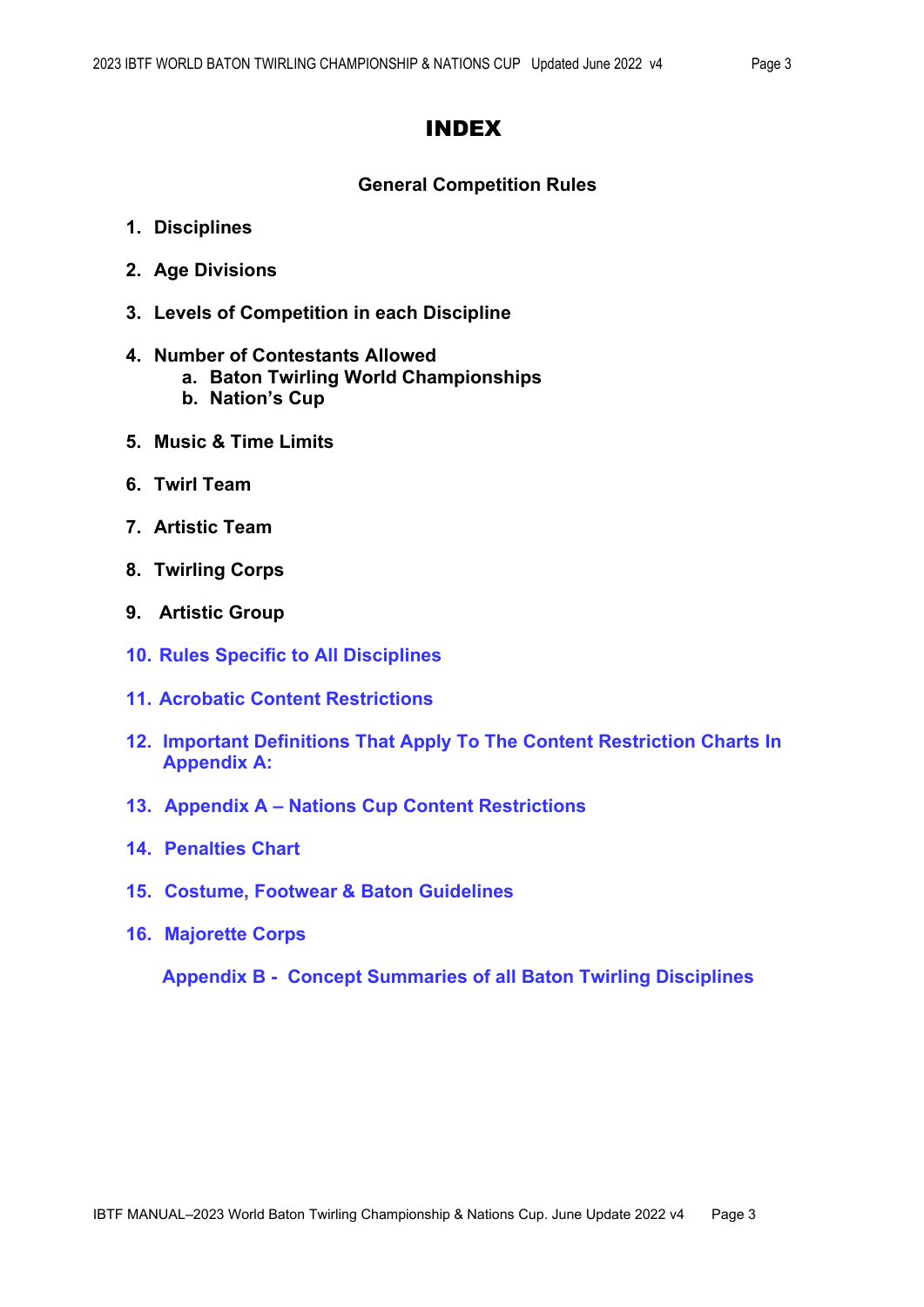# INDEX

## General Competition Rules

1. **Disciplines**
2. **Age Divisions**
3. **Levels of Competition in each Discipline**
4. **Number of Contestants Allowed**
    a. **Baton Twirling World Championships**
    b. **Nation's Cup**
5. **Music & Time Limits**
6. **Twirl Team**
7. **Artistic Team**
8. **Twirling Corps**
9. **Artistic Group**
10. **Rules Specific to All Disciplines**
11. **Acrobatic Content Restrictions**
12. **Important Definitions That Apply To The Content Restriction Charts In Appendix A:**
13. **Appendix A – Nations Cup Content Restrictions**
14. **Penalties Chart**
15. **Costume, Footwear & Baton Guidelines**
16. **Majorette Corps**

**Appendix B - Concept Summaries of all Baton Twirling Disciplines**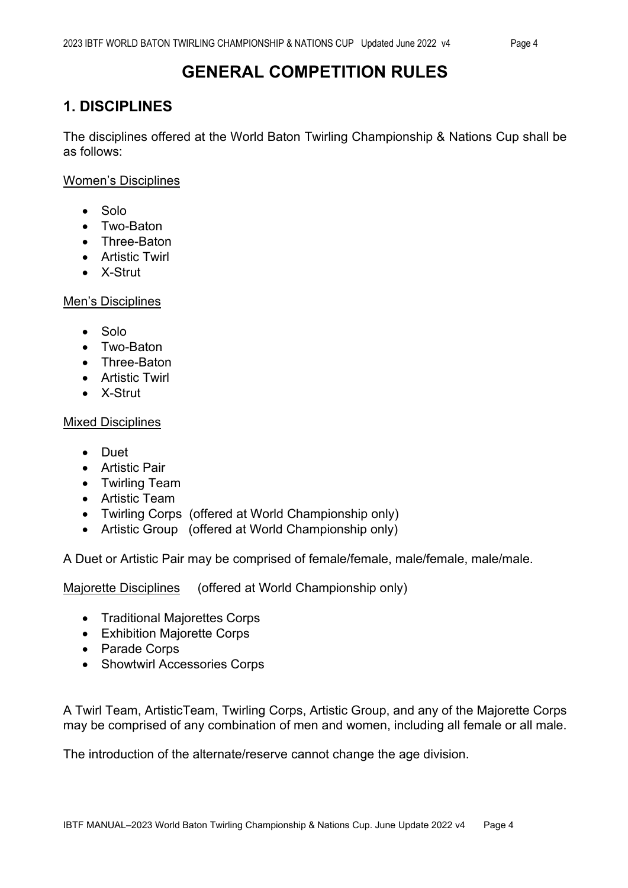# GENERAL COMPETITION RULES

## 1. DISCIPLINES

The disciplines offered at the World Baton Twirling Championship & Nations Cup shall be as follows:

Women's Disciplines

- Solo
- Two-Baton
- Three-Baton
- Artistic Twirl
- X-Strut

Men's Disciplines

- Solo
- Two-Baton
- Three-Baton
- Artistic Twirl
- X-Strut

Mixed Disciplines

- Duet
- Artistic Pair
- Twirling Team
- Artistic Team
- Twirling Corps (offered at World Championship only)
- Artistic Group (offered at World Championship only)

A Duet or Artistic Pair may be comprised of female/female, male/female, male/male.

Majorette Disciplines (offered at World Championship only)

- Traditional Majorettes Corps
- Exhibition Majorette Corps
- Parade Corps
- Showtwirl Accessories Corps

A Twirl Team, ArtisticTeam, Twirling Corps, Artistic Group, and any of the Majorette Corps may be comprised of any combination of men and women, including all female or all male.

The introduction of the alternate/reserve cannot change the age division.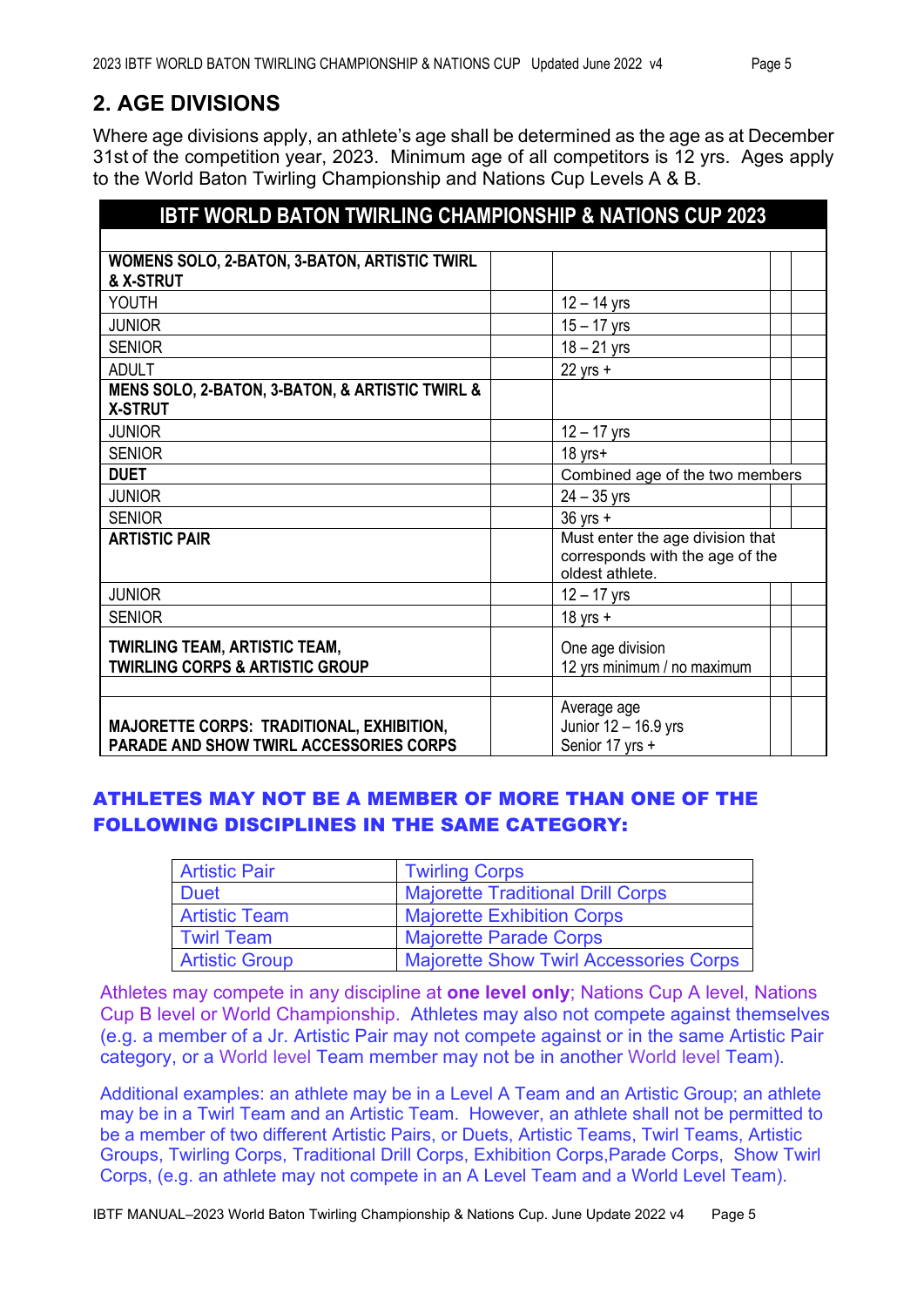## 2. AGE DIVISIONS

Where age divisions apply, an athlete's age shall be determined as the age as at December 31st of the competition year, 2023. Minimum age of all competitors is 12 yrs. Ages apply to the World Baton Twirling Championship and Nations Cup Levels A & B.

| IBTF WORLD BATON TWIRLING CHAMPIONSHIP & NATIONS CUP 2023 | |
|---|---|
| **WOMENS SOLO, 2-BATON, 3-BATON, ARTISTIC TWIRL & X-STRUT** | |
| YOUTH | 12 – 14 yrs |
| JUNIOR | 15 – 17 yrs |
| SENIOR | 18 – 21 yrs |
| ADULT | 22 yrs + |
| **MENS SOLO, 2-BATON, 3-BATON, & ARTISTIC TWIRL & X-STRUT** | |
| JUNIOR | 12 – 17 yrs |
| SENIOR | 18 yrs+ |
| **DUET** | Combined age of the two members |
| JUNIOR | 24 – 35 yrs |
| SENIOR | 36 yrs + |
| **ARTISTIC PAIR** | Must enter the age division that corresponds with the age of the oldest athlete. |
| JUNIOR | 12 – 17 yrs |
| SENIOR | 18 yrs + |
| **TWIRLING TEAM, ARTISTIC TEAM, TWIRLING CORPS & ARTISTIC GROUP** | One age division 12 yrs minimum / no maximum |
| **MAJORETTE CORPS: TRADITIONAL, EXHIBITION, PARADE AND SHOW TWIRL ACCESSORIES CORPS** | Average age Junior 12 – 16.9 yrs Senior 17 yrs + |

### ATHLETES MAY NOT BE A MEMBER OF MORE THAN ONE OF THE FOLLOWING DISCIPLINES IN THE SAME CATEGORY:

| | |
|---|---|
| Artistic Pair | Twirling Corps |
| Duet | Majorette Traditional Drill Corps |
| Artistic Team | Majorette Exhibition Corps |
| Twirl Team | Majorette Parade Corps |
| Artistic Group | Majorette Show Twirl Accessories Corps |

Athletes may compete in any discipline at **one level only**; Nations Cup A level, Nations Cup B level or World Championship. Athletes may also not compete against themselves (e.g. a member of a Jr. Artistic Pair may not compete against or in the same Artistic Pair category, or a World level Team member may not be in another World level Team).

Additional examples: an athlete may be in a Level A Team and an Artistic Group; an athlete may be in a Twirl Team and an Artistic Team. However, an athlete shall not be permitted to be a member of two different Artistic Pairs, or Duets, Artistic Teams, Twirl Teams, Artistic Groups, Twirling Corps, Traditional Drill Corps, Exhibition Corps,Parade Corps, Show Twirl Corps, (e.g. an athlete may not compete in an A Level Team and a World Level Team).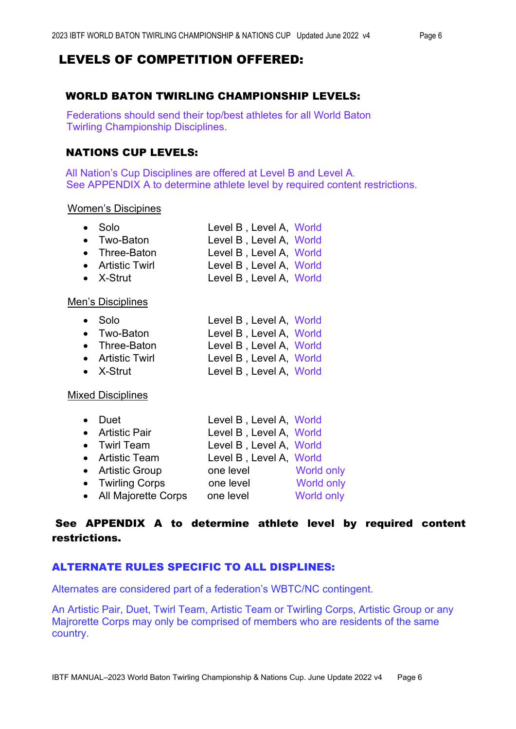# LEVELS OF COMPETITION OFFERED:

## WORLD BATON TWIRLING CHAMPIONSHIP LEVELS:

Federations should send their top/best athletes for all World Baton Twirling Championship Disciplines.

## NATIONS CUP LEVELS:

All Nation's Cup Disciplines are offered at Level B and Level A.
See APPENDIX A to determine athlete level by required content restrictions.

Women's Discipines

- Solo — Level B , Level A, World
- Two-Baton — Level B , Level A, World
- Three-Baton — Level B , Level A, World
- Artistic Twirl — Level B , Level A, World
- X-Strut — Level B , Level A, World

Men's Disciplines

- Solo — Level B , Level A, World
- Two-Baton — Level B , Level A, World
- Three-Baton — Level B , Level A, World
- Artistic Twirl — Level B , Level A, World
- X-Strut — Level B , Level A, World

Mixed Disciplines

- Duet — Level B , Level A, World
- Artistic Pair — Level B , Level A, World
- Twirl Team — Level B , Level A, World
- Artistic Team — Level B , Level A, World
- Artistic Group — one level — World only
- Twirling Corps — one level — World only
- All Majorette Corps — one level — World only

**See APPENDIX A to determine athlete level by required content restrictions.**

## ALTERNATE RULES SPECIFIC TO ALL DISPLINES:

Alternates are considered part of a federation's WBTC/NC contingent.

An Artistic Pair, Duet, Twirl Team, Artistic Team or Twirling Corps, Artistic Group or any Majrorette Corps may only be comprised of members who are residents of the same country.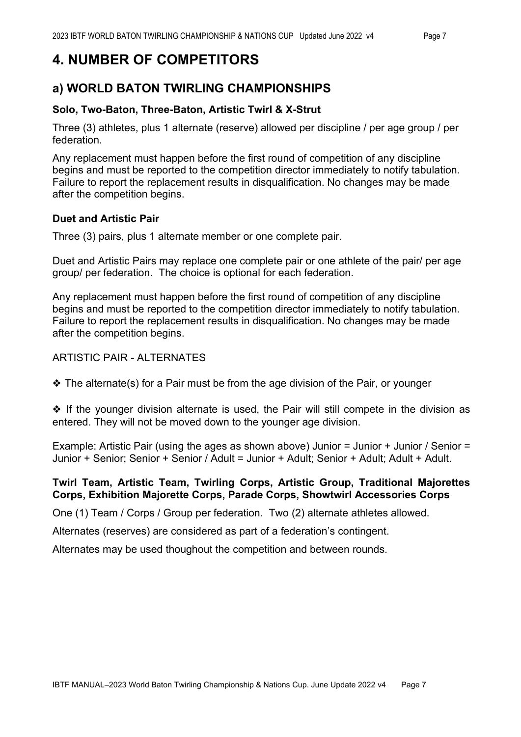# 4. NUMBER OF COMPETITORS

## a) WORLD BATON TWIRLING CHAMPIONSHIPS

### Solo, Two-Baton, Three-Baton, Artistic Twirl & X-Strut

Three (3) athletes, plus 1 alternate (reserve) allowed per discipline / per age group / per federation.

Any replacement must happen before the first round of competition of any discipline begins and must be reported to the competition director immediately to notify tabulation. Failure to report the replacement results in disqualification. No changes may be made after the competition begins.

### Duet and Artistic Pair

Three (3) pairs, plus 1 alternate member or one complete pair.

Duet and Artistic Pairs may replace one complete pair or one athlete of the pair/ per age group/ per federation. The choice is optional for each federation.

Any replacement must happen before the first round of competition of any discipline begins and must be reported to the competition director immediately to notify tabulation. Failure to report the replacement results in disqualification. No changes may be made after the competition begins.

ARTISTIC PAIR - ALTERNATES

- ❖ The alternate(s) for a Pair must be from the age division of the Pair, or younger
- ❖ If the younger division alternate is used, the Pair will still compete in the division as entered. They will not be moved down to the younger age division.

Example: Artistic Pair (using the ages as shown above) Junior = Junior + Junior / Senior = Junior + Senior; Senior + Senior / Adult = Junior + Adult; Senior + Adult; Adult + Adult.

### Twirl Team, Artistic Team, Twirling Corps, Artistic Group, Traditional Majorettes Corps, Exhibition Majorette Corps, Parade Corps, Showtwirl Accessories Corps

One (1) Team / Corps / Group per federation. Two (2) alternate athletes allowed.

Alternates (reserves) are considered as part of a federation's contingent.

Alternates may be used thoughout the competition and between rounds.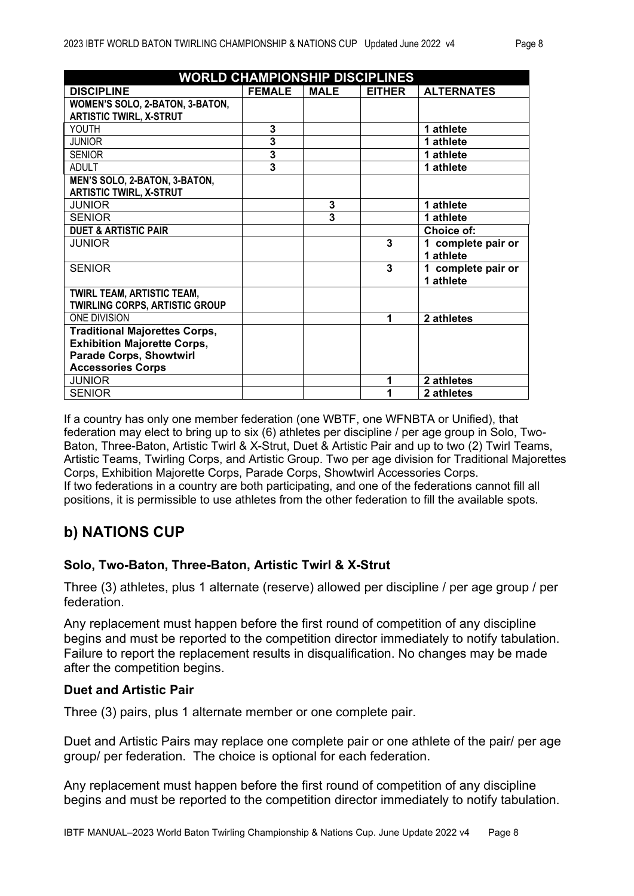| WORLD CHAMPIONSHIP DISCIPLINES | | | | |
|---|---|---|---|---|
| **DISCIPLINE** | **FEMALE** | **MALE** | **EITHER** | **ALTERNATES** |
| **WOMEN'S SOLO, 2-BATON, 3-BATON, ARTISTIC TWIRL, X-STRUT** | | | | |
| YOUTH | **3** | | | **1 athlete** |
| JUNIOR | **3** | | | **1 athlete** |
| SENIOR | **3** | | | **1 athlete** |
| ADULT | **3** | | | **1 athlete** |
| **MEN'S SOLO, 2-BATON, 3-BATON, ARTISTIC TWIRL, X-STRUT** | | | | |
| JUNIOR | | **3** | | **1 athlete** |
| SENIOR | | **3** | | **1 athlete** |
| **DUET & ARTISTIC PAIR** | | | | **Choice of:** |
| JUNIOR | | | **3** | **1 complete pair or 1 athlete** |
| SENIOR | | | **3** | **1 complete pair or 1 athlete** |
| **TWIRL TEAM, ARTISTIC TEAM, TWIRLING CORPS, ARTISTIC GROUP** | | | | |
| ONE DIVISION | | | **1** | **2 athletes** |
| **Traditional Majorettes Corps, Exhibition Majorette Corps, Parade Corps, Showtwirl Accessories Corps** | | | | |
| JUNIOR | | | **1** | **2 athletes** |
| SENIOR | | | **1** | **2 athletes** |

If a country has only one member federation (one WBTF, one WFNBTA or Unified), that federation may elect to bring up to six (6) athletes per discipline / per age group in Solo, Two-Baton, Three-Baton, Artistic Twirl & X-Strut, Duet & Artistic Pair and up to two (2) Twirl Teams, Artistic Teams, Twirling Corps, and Artistic Group. Two per age division for Traditional Majorettes Corps, Exhibition Majorette Corps, Parade Corps, Showtwirl Accessories Corps.
If two federations in a country are both participating, and one of the federations cannot fill all positions, it is permissible to use athletes from the other federation to fill the available spots.

## b) NATIONS CUP

### Solo, Two-Baton, Three-Baton, Artistic Twirl & X-Strut

Three (3) athletes, plus 1 alternate (reserve) allowed per discipline / per age group / per federation.

Any replacement must happen before the first round of competition of any discipline begins and must be reported to the competition director immediately to notify tabulation. Failure to report the replacement results in disqualification. No changes may be made after the competition begins.

### Duet and Artistic Pair

Three (3) pairs, plus 1 alternate member or one complete pair.

Duet and Artistic Pairs may replace one complete pair or one athlete of the pair/ per age group/ per federation. The choice is optional for each federation.

Any replacement must happen before the first round of competition of any discipline begins and must be reported to the competition director immediately to notify tabulation.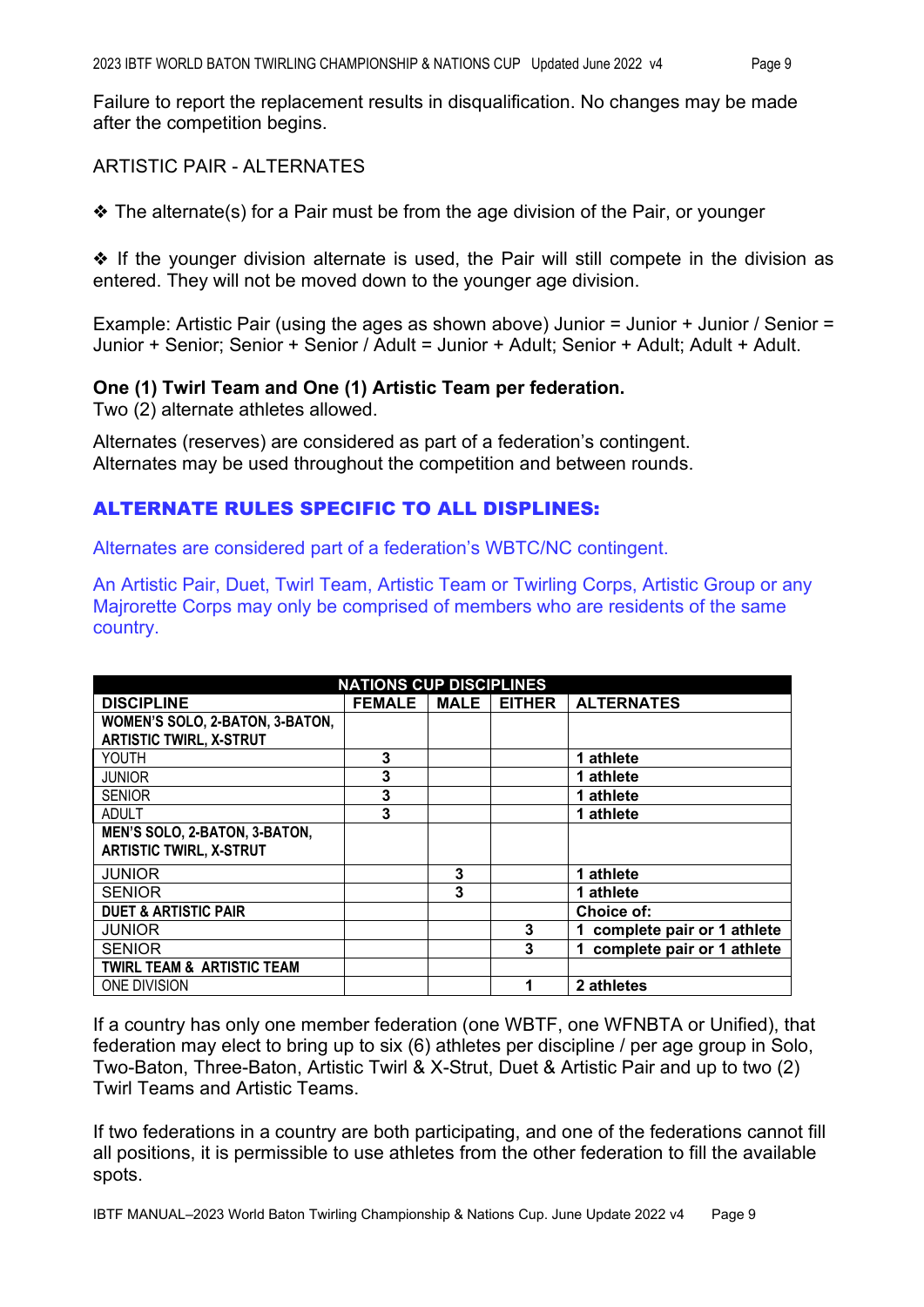Failure to report the replacement results in disqualification. No changes may be made after the competition begins.

ARTISTIC PAIR - ALTERNATES

❖ The alternate(s) for a Pair must be from the age division of the Pair, or younger

❖ If the younger division alternate is used, the Pair will still compete in the division as entered. They will not be moved down to the younger age division.

Example: Artistic Pair (using the ages as shown above) Junior = Junior + Junior / Senior = Junior + Senior; Senior + Senior / Adult = Junior + Adult; Senior + Adult; Adult + Adult.

**One (1) Twirl Team and One (1) Artistic Team per federation.**
Two (2) alternate athletes allowed.

Alternates (reserves) are considered as part of a federation's contingent.
Alternates may be used throughout the competition and between rounds.

## ALTERNATE RULES SPECIFIC TO ALL DISPLINES:

Alternates are considered part of a federation's WBTC/NC contingent.

An Artistic Pair, Duet, Twirl Team, Artistic Team or Twirling Corps, Artistic Group or any Majrorette Corps may only be comprised of members who are residents of the same country.

| NATIONS CUP DISCIPLINES | | | | |
|---|---|---|---|---|
| **DISCIPLINE** | **FEMALE** | **MALE** | **EITHER** | **ALTERNATES** |
| **WOMEN'S SOLO, 2-BATON, 3-BATON, ARTISTIC TWIRL, X-STRUT** | | | | |
| YOUTH | **3** | | | **1 athlete** |
| JUNIOR | **3** | | | **1 athlete** |
| SENIOR | **3** | | | **1 athlete** |
| ADULT | **3** | | | **1 athlete** |
| **MEN'S SOLO, 2-BATON, 3-BATON, ARTISTIC TWIRL, X-STRUT** | | | | |
| JUNIOR | | **3** | | **1 athlete** |
| SENIOR | | **3** | | **1 athlete** |
| **DUET & ARTISTIC PAIR** | | | | **Choice of:** |
| JUNIOR | | | **3** | **1 complete pair or 1 athlete** |
| SENIOR | | | **3** | **1 complete pair or 1 athlete** |
| **TWIRL TEAM & ARTISTIC TEAM** | | | | |
| ONE DIVISION | | | **1** | **2 athletes** |

If a country has only one member federation (one WBTF, one WFNBTA or Unified), that federation may elect to bring up to six (6) athletes per discipline / per age group in Solo, Two-Baton, Three-Baton, Artistic Twirl & X-Strut, Duet & Artistic Pair and up to two (2) Twirl Teams and Artistic Teams.

If two federations in a country are both participating, and one of the federations cannot fill all positions, it is permissible to use athletes from the other federation to fill the available spots.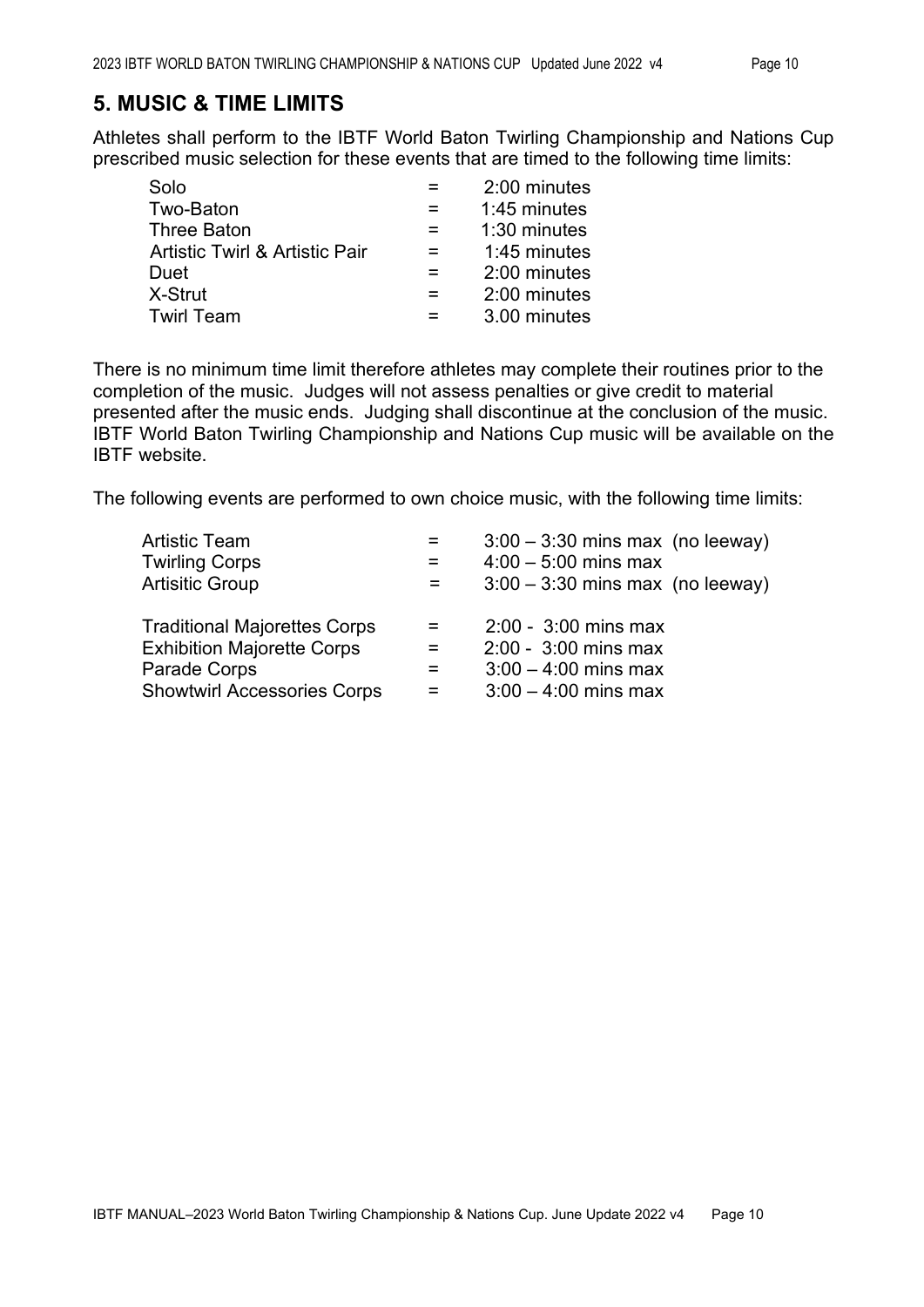## 5. MUSIC & TIME LIMITS

Athletes shall perform to the IBTF World Baton Twirling Championship and Nations Cup prescribed music selection for these events that are timed to the following time limits:

| | | |
|---|---|---|
| Solo | = | 2:00 minutes |
| Two-Baton | = | 1:45 minutes |
| Three Baton | = | 1:30 minutes |
| Artistic Twirl & Artistic Pair | = | 1:45 minutes |
| Duet | = | 2:00 minutes |
| X-Strut | = | 2:00 minutes |
| Twirl Team | = | 3.00 minutes |

There is no minimum time limit therefore athletes may complete their routines prior to the completion of the music. Judges will not assess penalties or give credit to material presented after the music ends. Judging shall discontinue at the conclusion of the music. IBTF World Baton Twirling Championship and Nations Cup music will be available on the IBTF website.

The following events are performed to own choice music, with the following time limits:

| | | |
|---|---|---|
| Artistic Team | = | 3:00 – 3:30 mins max (no leeway) |
| Twirling Corps | = | 4:00 – 5:00 mins max |
| Artisitic Group | = | 3:00 – 3:30 mins max (no leeway) |
| Traditional Majorettes Corps | = | 2:00 - 3:00 mins max |
| Exhibition Majorette Corps | = | 2:00 - 3:00 mins max |
| Parade Corps | = | 3:00 – 4:00 mins max |
| Showtwirl Accessories Corps | = | 3:00 – 4:00 mins max |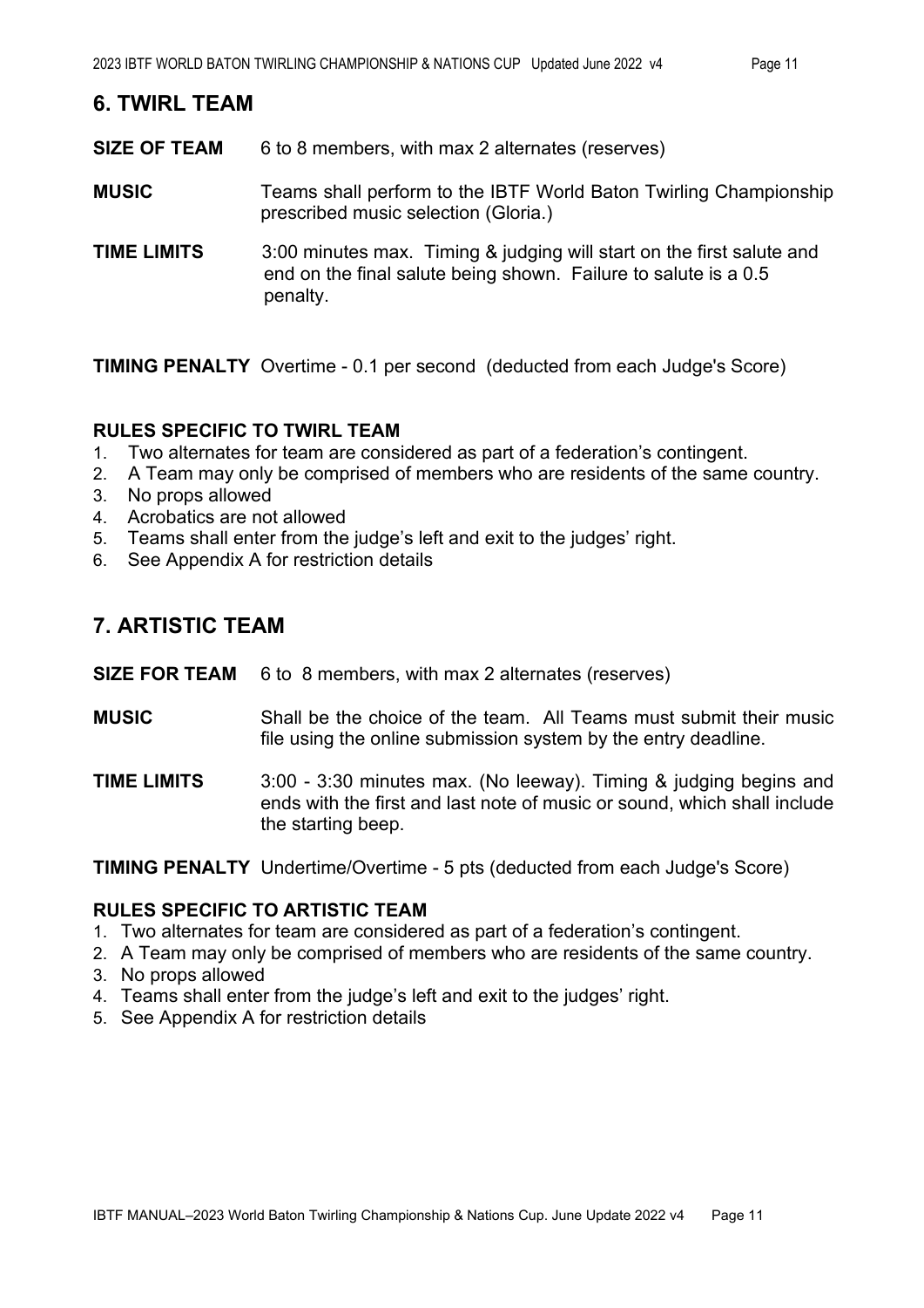## 6. TWIRL TEAM

**SIZE OF TEAM** 6 to 8 members, with max 2 alternates (reserves)

**MUSIC** Teams shall perform to the IBTF World Baton Twirling Championship prescribed music selection (Gloria.)

**TIME LIMITS** 3:00 minutes max. Timing & judging will start on the first salute and end on the final salute being shown. Failure to salute is a 0.5 penalty.

**TIMING PENALTY** Overtime - 0.1 per second (deducted from each Judge's Score)

### RULES SPECIFIC TO TWIRL TEAM

1. Two alternates for team are considered as part of a federation's contingent.
2. A Team may only be comprised of members who are residents of the same country.
3. No props allowed
4. Acrobatics are not allowed
5. Teams shall enter from the judge's left and exit to the judges' right.
6. See Appendix A for restriction details

## 7. ARTISTIC TEAM

**SIZE FOR TEAM** 6 to 8 members, with max 2 alternates (reserves)

**MUSIC** Shall be the choice of the team. All Teams must submit their music file using the online submission system by the entry deadline.

**TIME LIMITS** 3:00 - 3:30 minutes max. (No leeway). Timing & judging begins and ends with the first and last note of music or sound, which shall include the starting beep.

**TIMING PENALTY** Undertime/Overtime - 5 pts (deducted from each Judge's Score)

### RULES SPECIFIC TO ARTISTIC TEAM

1. Two alternates for team are considered as part of a federation's contingent.
2. A Team may only be comprised of members who are residents of the same country.
3. No props allowed
4. Teams shall enter from the judge's left and exit to the judges' right.
5. See Appendix A for restriction details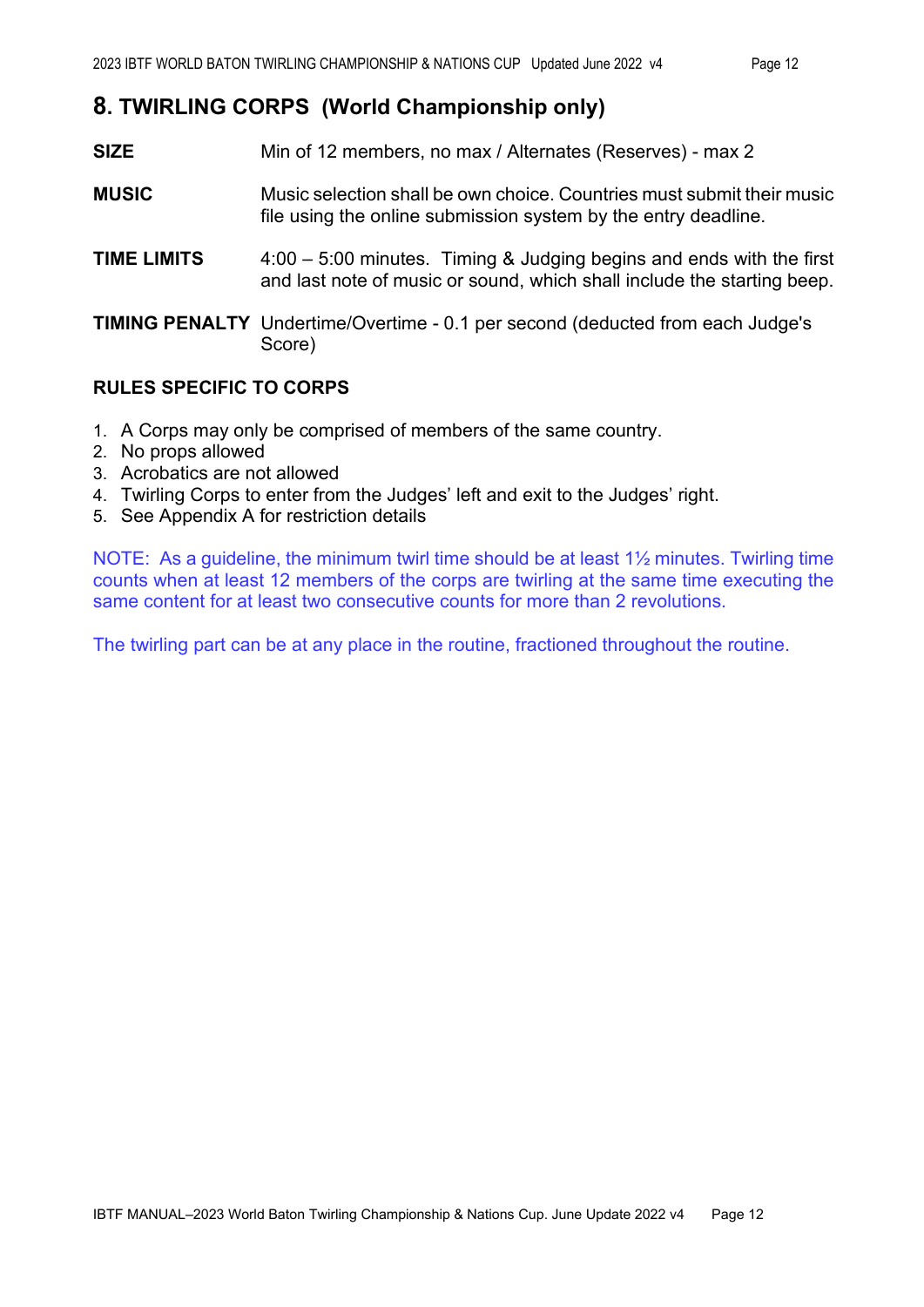## 8. TWIRLING CORPS (World Championship only)

**SIZE** Min of 12 members, no max / Alternates (Reserves) - max 2

**MUSIC** Music selection shall be own choice. Countries must submit their music file using the online submission system by the entry deadline.

**TIME LIMITS** 4:00 – 5:00 minutes. Timing & Judging begins and ends with the first and last note of music or sound, which shall include the starting beep.

**TIMING PENALTY** Undertime/Overtime - 0.1 per second (deducted from each Judge's Score)

### RULES SPECIFIC TO CORPS

1. A Corps may only be comprised of members of the same country.
2. No props allowed
3. Acrobatics are not allowed
4. Twirling Corps to enter from the Judges' left and exit to the Judges' right.
5. See Appendix A for restriction details

NOTE: As a guideline, the minimum twirl time should be at least 1½ minutes. Twirling time counts when at least 12 members of the corps are twirling at the same time executing the same content for at least two consecutive counts for more than 2 revolutions.

The twirling part can be at any place in the routine, fractioned throughout the routine.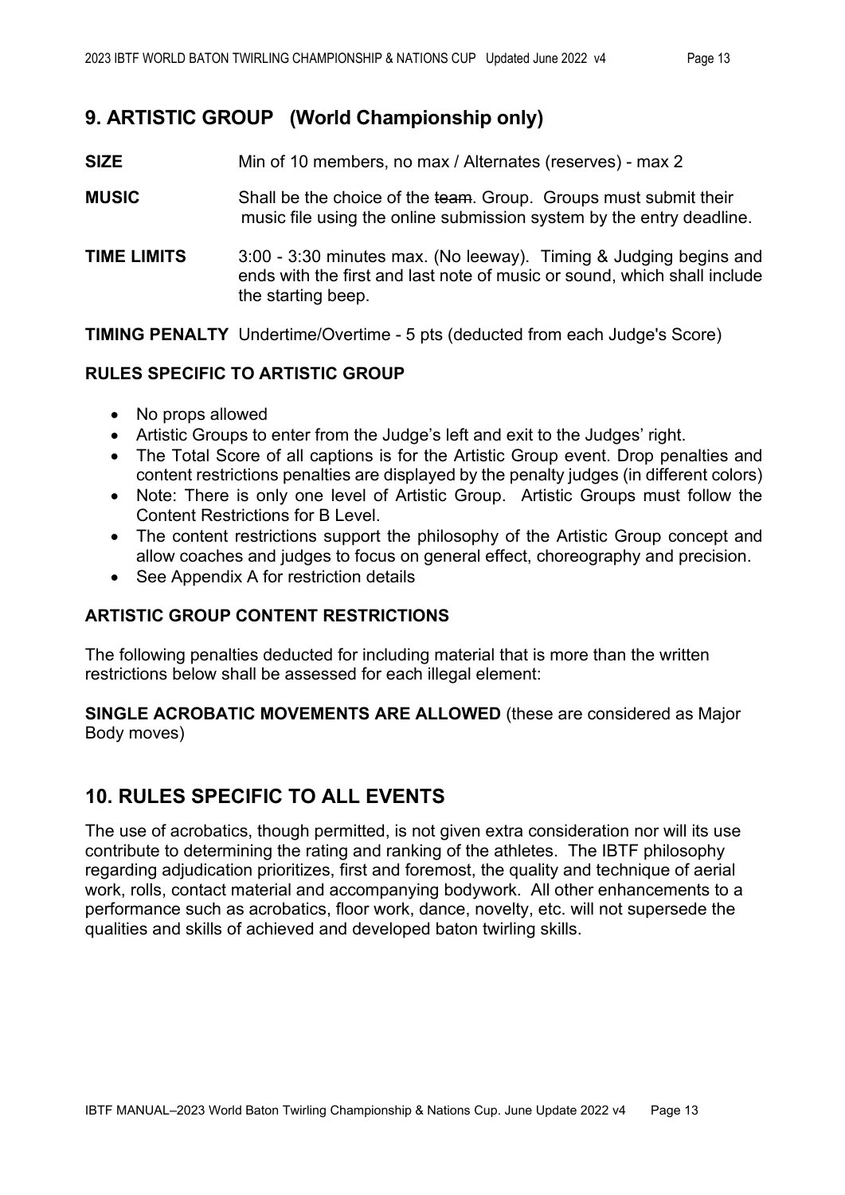## 9. ARTISTIC GROUP (World Championship only)

**SIZE** Min of 10 members, no max / Alternates (reserves) - max 2

**MUSIC** Shall be the choice of the ~~team~~. Group. Groups must submit their music file using the online submission system by the entry deadline.

**TIME LIMITS** 3:00 - 3:30 minutes max. (No leeway). Timing & Judging begins and ends with the first and last note of music or sound, which shall include the starting beep.

**TIMING PENALTY** Undertime/Overtime - 5 pts (deducted from each Judge's Score)

### RULES SPECIFIC TO ARTISTIC GROUP

- No props allowed
- Artistic Groups to enter from the Judge's left and exit to the Judges' right.
- The Total Score of all captions is for the Artistic Group event. Drop penalties and content restrictions penalties are displayed by the penalty judges (in different colors)
- Note: There is only one level of Artistic Group. Artistic Groups must follow the Content Restrictions for B Level.
- The content restrictions support the philosophy of the Artistic Group concept and allow coaches and judges to focus on general effect, choreography and precision.
- See Appendix A for restriction details

### ARTISTIC GROUP CONTENT RESTRICTIONS

The following penalties deducted for including material that is more than the written restrictions below shall be assessed for each illegal element:

**SINGLE ACROBATIC MOVEMENTS ARE ALLOWED** (these are considered as Major Body moves)

## 10. RULES SPECIFIC TO ALL EVENTS

The use of acrobatics, though permitted, is not given extra consideration nor will its use contribute to determining the rating and ranking of the athletes. The IBTF philosophy regarding adjudication prioritizes, first and foremost, the quality and technique of aerial work, rolls, contact material and accompanying bodywork. All other enhancements to a performance such as acrobatics, floor work, dance, novelty, etc. will not supersede the qualities and skills of achieved and developed baton twirling skills.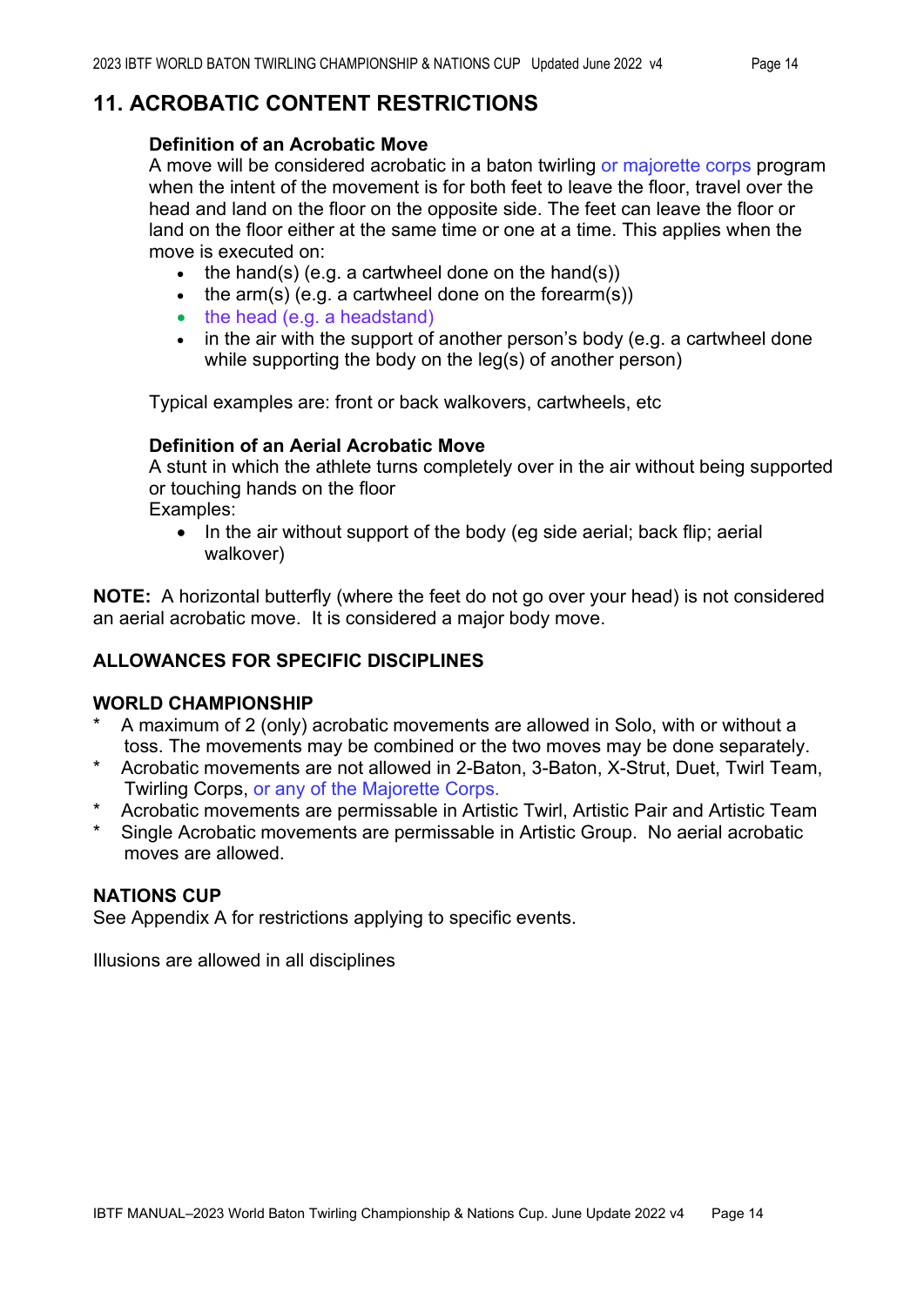## 11. ACROBATIC CONTENT RESTRICTIONS

**Definition of an Acrobatic Move**
A move will be considered acrobatic in a baton twirling or majorette corps program when the intent of the movement is for both feet to leave the floor, travel over the head and land on the floor on the opposite side. The feet can leave the floor or land on the floor either at the same time or one at a time. This applies when the move is executed on:

- the hand(s) (e.g. a cartwheel done on the hand(s))
- the arm(s) (e.g. a cartwheel done on the forearm(s))
- the head (e.g. a headstand)
- in the air with the support of another person's body (e.g. a cartwheel done while supporting the body on the leg(s) of another person)

Typical examples are: front or back walkovers, cartwheels, etc

**Definition of an Aerial Acrobatic Move**
A stunt in which the athlete turns completely over in the air without being supported or touching hands on the floor
Examples:

- In the air without support of the body (eg side aerial; back flip; aerial walkover)

**NOTE:** A horizontal butterfly (where the feet do not go over your head) is not considered an aerial acrobatic move. It is considered a major body move.

### ALLOWANCES FOR SPECIFIC DISCIPLINES

**WORLD CHAMPIONSHIP**

* A maximum of 2 (only) acrobatic movements are allowed in Solo, with or without a toss. The movements may be combined or the two moves may be done separately.
* Acrobatic movements are not allowed in 2-Baton, 3-Baton, X-Strut, Duet, Twirl Team, Twirling Corps, or any of the Majorette Corps.
* Acrobatic movements are permissable in Artistic Twirl, Artistic Pair and Artistic Team
* Single Acrobatic movements are permissable in Artistic Group. No aerial acrobatic moves are allowed.

**NATIONS CUP**
See Appendix A for restrictions applying to specific events.

Illusions are allowed in all disciplines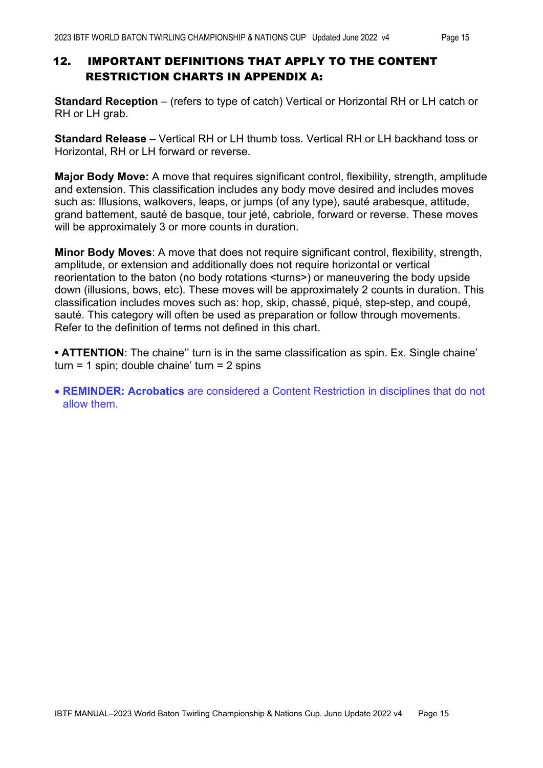## 12. IMPORTANT DEFINITIONS THAT APPLY TO THE CONTENT RESTRICTION CHARTS IN APPENDIX A:

**Standard Reception** – (refers to type of catch) Vertical or Horizontal RH or LH catch or RH or LH grab.

**Standard Release** – Vertical RH or LH thumb toss. Vertical RH or LH backhand toss or Horizontal, RH or LH forward or reverse.

**Major Body Move:** A move that requires significant control, flexibility, strength, amplitude and extension. This classification includes any body move desired and includes moves such as: Illusions, walkovers, leaps, or jumps (of any type), sauté arabesque, attitude, grand battement, sauté de basque, tour jeté, cabriole, forward or reverse. These moves will be approximately 3 or more counts in duration.

**Minor Body Moves**: A move that does not require significant control, flexibility, strength, amplitude, or extension and additionally does not require horizontal or vertical reorientation to the baton (no body rotations <turns>) or maneuvering the body upside down (illusions, bows, etc). These moves will be approximately 2 counts in duration. This classification includes moves such as: hop, skip, chassé, piqué, step-step, and coupé, sauté. This category will often be used as preparation or follow through movements. Refer to the definition of terms not defined in this chart.

- **ATTENTION**: The chaine'' turn is in the same classification as spin. Ex. Single chaine' turn = 1 spin; double chaine' turn = 2 spins

- **REMINDER: Acrobatics** are considered a Content Restriction in disciplines that do not allow them.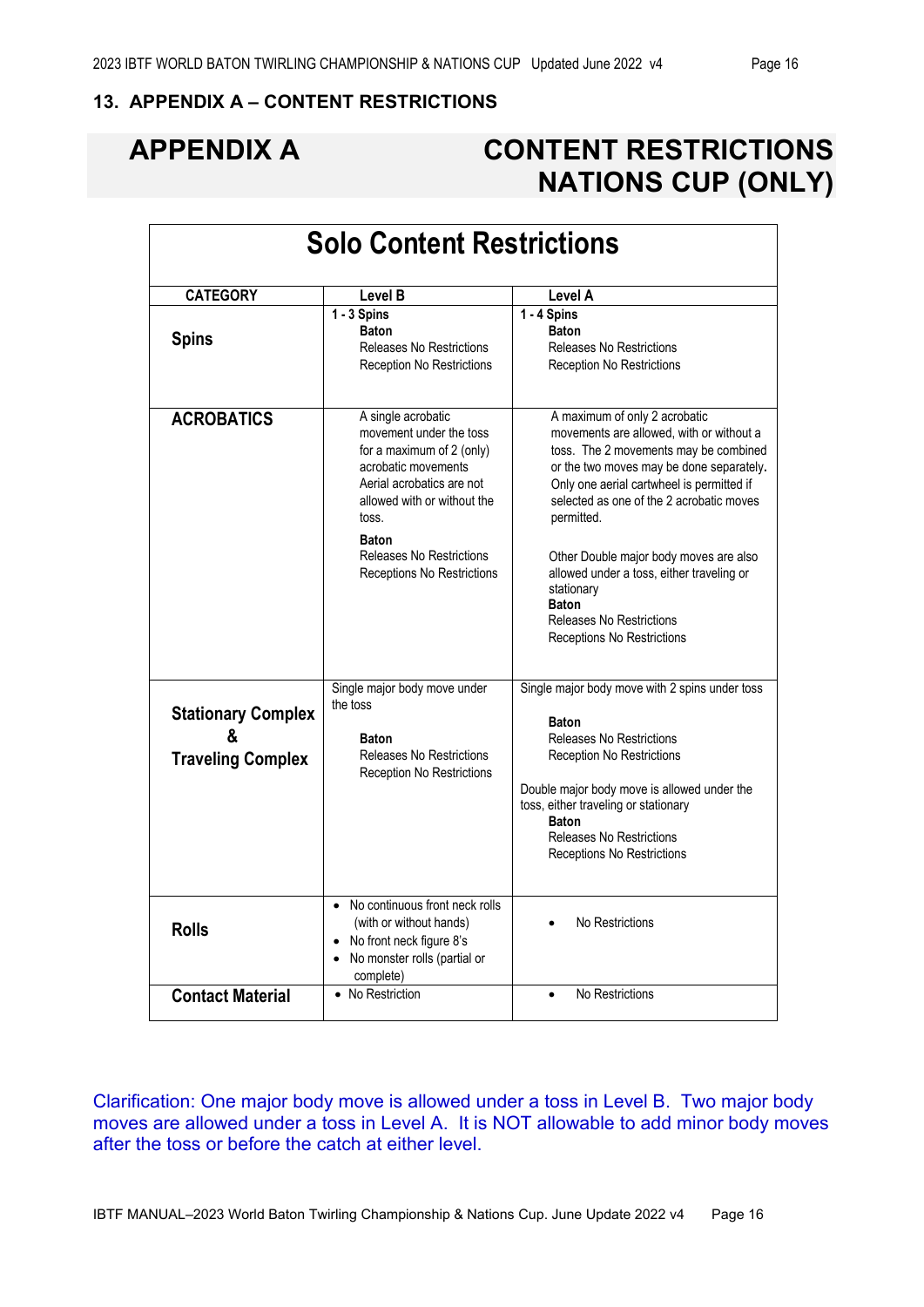## 13. APPENDIX A – CONTENT RESTRICTIONS

# APPENDIX A CONTENT RESTRICTIONS NATIONS CUP (ONLY)

## Solo Content Restrictions

| CATEGORY | Level B | Level A |
|---|---|---|
| **Spins** | **1 - 3 Spins**<br>**Baton**<br>Releases No Restrictions<br>Reception No Restrictions | **1 - 4 Spins**<br>**Baton**<br>Releases No Restrictions<br>Reception No Restrictions |
| **ACROBATICS** | A single acrobatic movement under the toss for a maximum of 2 (only) acrobatic movements Aerial acrobatics are not allowed with or without the toss.<br>**Baton**<br>Releases No Restrictions<br>Receptions No Restrictions | A maximum of only 2 acrobatic movements are allowed, with or without a toss. The 2 movements may be combined or the two moves may be done separately**.** Only one aerial cartwheel is permitted if selected as one of the 2 acrobatic moves permitted.<br>Other Double major body moves are also allowed under a toss, either traveling or stationary<br>**Baton**<br>Releases No Restrictions<br>Receptions No Restrictions |
| **Stationary Complex & Traveling Complex** | Single major body move under the toss<br>**Baton**<br>Releases No Restrictions<br>Reception No Restrictions | Single major body move with 2 spins under toss<br>**Baton**<br>Releases No Restrictions<br>Reception No Restrictions<br>Double major body move is allowed under the toss, either traveling or stationary<br>**Baton**<br>Releases No Restrictions<br>Receptions No Restrictions |
| **Rolls** | • No continuous front neck rolls (with or without hands)<br>• No front neck figure 8's<br>• No monster rolls (partial or complete) | • No Restrictions |
| **Contact Material** | • No Restriction | • No Restrictions |

Clarification: One major body move is allowed under a toss in Level B. Two major body moves are allowed under a toss in Level A. It is NOT allowable to add minor body moves after the toss or before the catch at either level.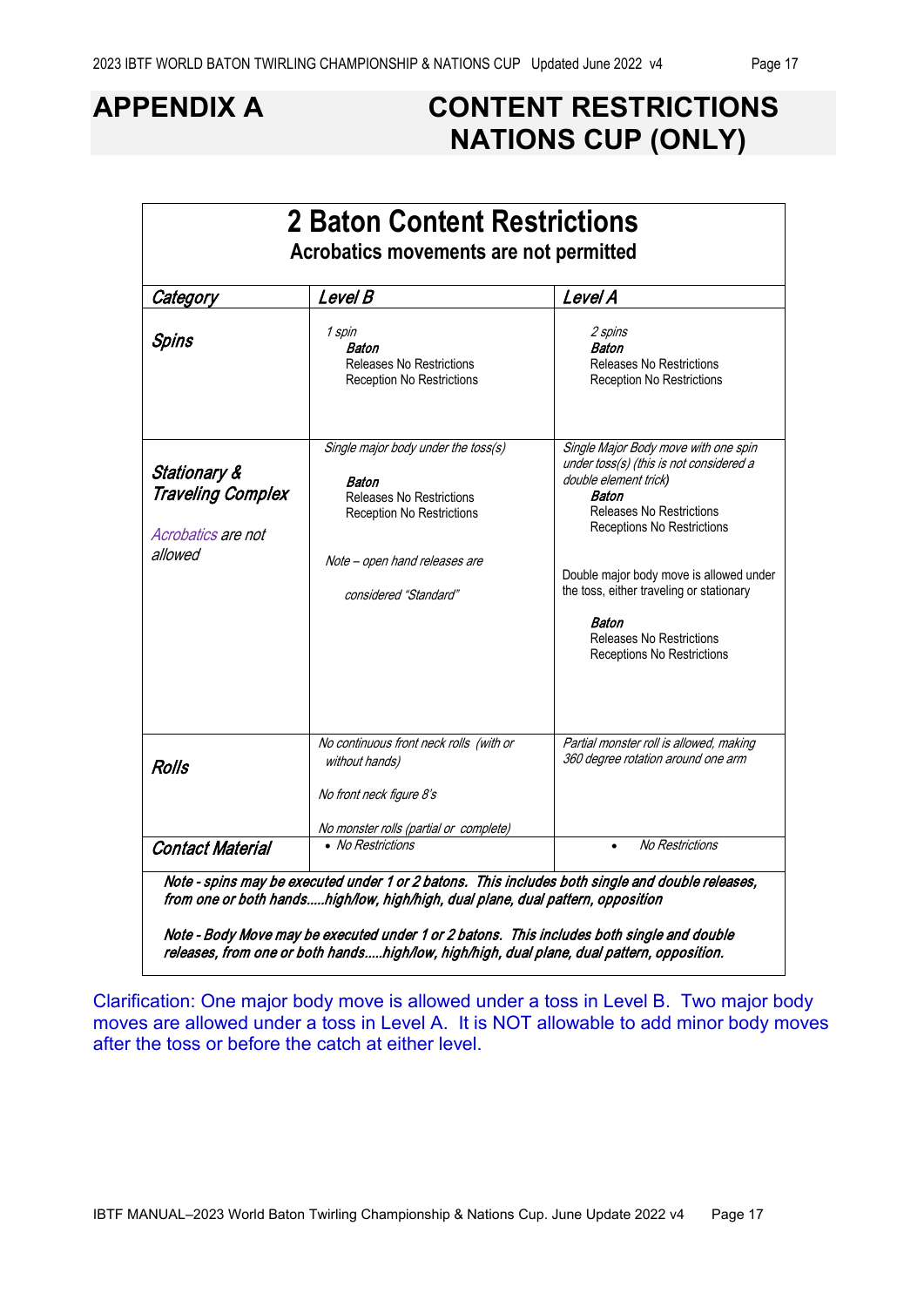# APPENDIX A CONTENT RESTRICTIONS NATIONS CUP (ONLY)

## 2 Baton Content Restrictions

**Acrobatics movements are not permitted**

| *Category* | *Level B* | *Level A* |
|---|---|---|
| ***Spins*** | *1 spin*<br>***Baton***<br>Releases No Restrictions<br>Reception No Restrictions | *2 spins*<br>***Baton***<br>Releases No Restrictions<br>Reception No Restrictions |
| ***Stationary & Traveling Complex***<br><br>*Acrobatics are not allowed* | *Single major body under the toss(s)*<br>***Baton***<br>Releases No Restrictions<br>Reception No Restrictions<br><br>*Note – open hand releases are considered "Standard"* | *Single Major Body move with one spin under toss(s) (this is not considered a double element trick)*<br>***Baton***<br>Releases No Restrictions<br>Receptions No Restrictions<br><br>Double major body move is allowed under the toss, either traveling or stationary<br>***Baton***<br>Releases No Restrictions<br>Receptions No Restrictions |
| ***Rolls*** | *No continuous front neck rolls (with or without hands)*<br><br>*No front neck figure 8's*<br><br>*No monster rolls (partial or complete)* | *Partial monster roll is allowed, making 360 degree rotation around one arm* |
| ***Contact Material*** | • *No Restrictions* | • *No Restrictions* |

***Note - spins may be executed under 1 or 2 batons. This includes both single and double releases, from one or both hands.....high/low, high/high, dual plane, dual pattern, opposition***

***Note - Body Move may be executed under 1 or 2 batons. This includes both single and double releases, from one or both hands.....high/low, high/high, dual plane, dual pattern, opposition.***

Clarification: One major body move is allowed under a toss in Level B. Two major body moves are allowed under a toss in Level A. It is NOT allowable to add minor body moves after the toss or before the catch at either level.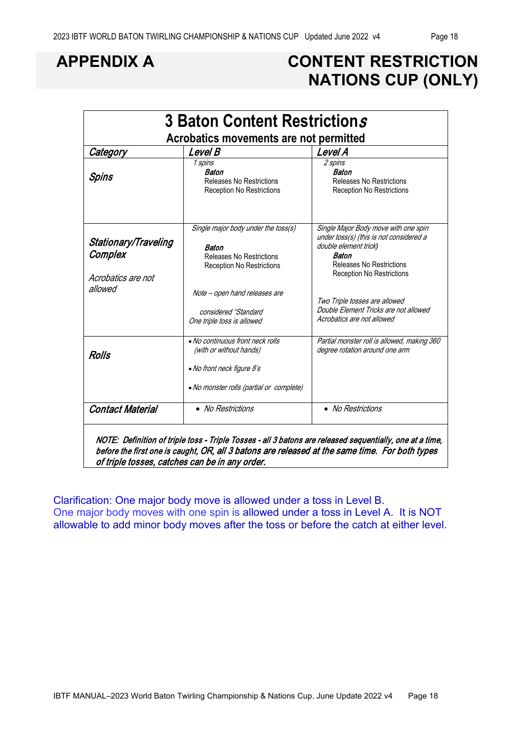# APPENDIX A — CONTENT RESTRICTION NATIONS CUP (ONLY)

## 3 Baton Content Restrictions

**Acrobatics movements are not permitted**

| *Category* | *Level B* | *Level A* |
|---|---|---|
| ***Spins*** | *1 spins*<br>***Baton***<br>Releases No Restrictions<br>Reception No Restrictions | *2 spins*<br>***Baton***<br>Releases No Restrictions<br>Reception No Restrictions |
| ***Stationary/Traveling Complex***<br><br>*Acrobatics are not allowed* | *Single major body under the toss(s)*<br><br>***Baton***<br>Releases No Restrictions<br>Reception No Restrictions<br><br>*Note – open hand releases are considered "Standard*<br>*One triple toss is allowed* | *Single Major Body move with one spin under toss(s) (this is not considered a double element trick)*<br>***Baton***<br>Releases No Restrictions<br>Reception No Restrictions<br><br>*Two Triple tosses are allowed*<br>*Double Element Tricks are not allowed*<br>*Acrobatics are not allowed* |
| ***Rolls*** | • *No continuous front neck rolls (with or without hands)*<br>• *No front neck figure 8's*<br>• *No monster rolls (partial or complete)* | *Partial monster roll is allowed, making 360 degree rotation around one arm* |
| ***Contact Material*** | • *No Restrictions* | • *No Restrictions* |

***NOTE: Definition of triple toss - Triple Tosses - all 3 batons are released sequentially, one at a time, before the first one is caught, OR, all 3 batons are released at the same time. For both types of triple tosses, catches can be in any order.***

Clarification: One major body move is allowed under a toss in Level B.
One major body moves with one spin is allowed under a toss in Level A. It is NOT allowable to add minor body moves after the toss or before the catch at either level.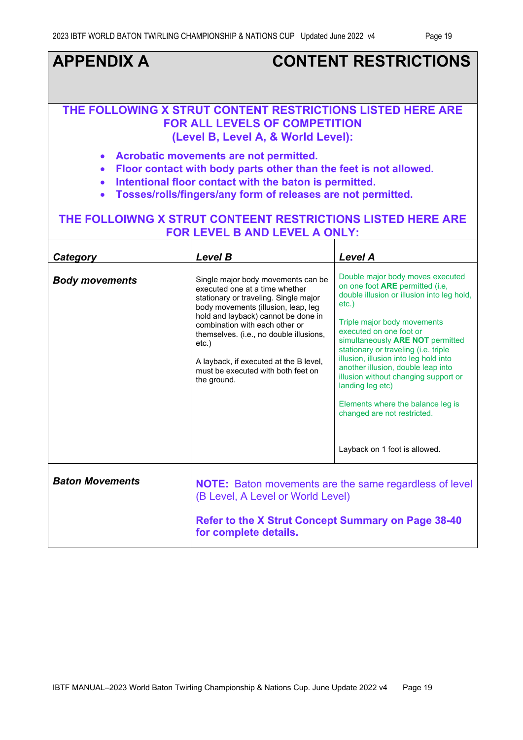# APPENDIX A CONTENT RESTRICTIONS

**THE FOLLOWING X STRUT CONTENT RESTRICTIONS LISTED HERE ARE FOR ALL LEVELS OF COMPETITION (Level B, Level A, & World Level):**

- **Acrobatic movements are not permitted.**
- **Floor contact with body parts other than the feet is not allowed.**
- **Intentional floor contact with the baton is permitted.**
- **Tosses/rolls/fingers/any form of releases are not permitted.**

**THE FOLLOIWNG X STRUT CONTEENT RESTRICTIONS LISTED HERE ARE FOR LEVEL B AND LEVEL A ONLY:**

| *Category* | *Level B* | *Level A* |
|---|---|---|
| ***Body movements*** | Single major body movements can be executed one at a time whether stationary or traveling. Single major body movements (illusion, leap, leg hold and layback) cannot be done in combination with each other or themselves. (i.e., no double illusions, etc.)<br><br>A layback, if executed at the B level, must be executed with both feet on the ground. | Double major body moves executed on one foot **ARE** permitted (i.e, double illusion or illusion into leg hold, etc.)<br><br>Triple major body movements executed on one foot or simultaneously **ARE NOT** permitted stationary or traveling (i.e. triple illusion, illusion into leg hold into another illusion, double leap into illusion without changing support or landing leg etc)<br><br>Elements where the balance leg is changed are not restricted.<br><br>Layback on 1 foot is allowed. |
| ***Baton Movements*** | **NOTE:** Baton movements are the same regardless of level (B Level, A Level or World Level)<br><br>**Refer to the X Strut Concept Summary on Page 38-40 for complete details.** | |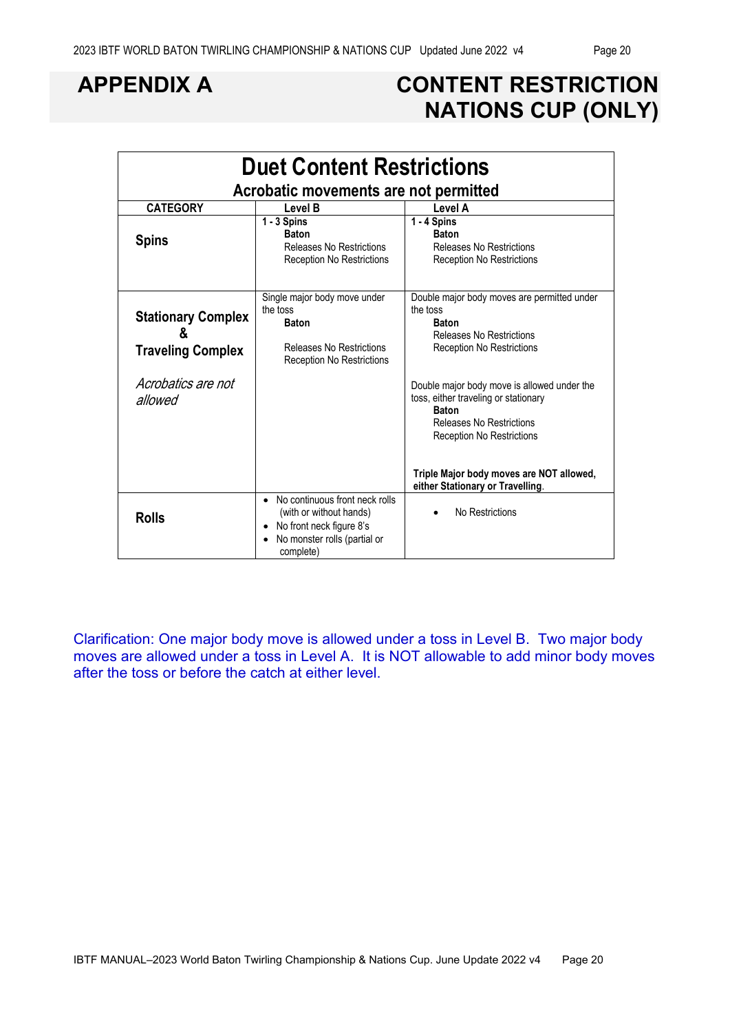# APPENDIX A — CONTENT RESTRICTION NATIONS CUP (ONLY)

## Duet Content Restrictions

### Acrobatic movements are not permitted

| CATEGORY | Level B | Level A |
|---|---|---|
| **Spins** | **1 - 3 Spins**<br>**Baton**<br>Releases No Restrictions<br>Reception No Restrictions | **1 - 4 Spins**<br>**Baton**<br>Releases No Restrictions<br>Reception No Restrictions |
| **Stationary Complex & Traveling Complex**<br><br>*Acrobatics are not allowed* | Single major body move under the toss<br>**Baton**<br>Releases No Restrictions<br>Reception No Restrictions | Double major body moves are permitted under the toss<br>**Baton**<br>Releases No Restrictions<br>Reception No Restrictions<br><br>Double major body move is allowed under the toss, either traveling or stationary<br>**Baton**<br>Releases No Restrictions<br>Reception No Restrictions<br><br>**Triple Major body moves are NOT allowed, either Stationary or Travelling**. |
| **Rolls** | • No continuous front neck rolls (with or without hands)<br>• No front neck figure 8's<br>• No monster rolls (partial or complete) | • No Restrictions |

Clarification: One major body move is allowed under a toss in Level B. Two major body moves are allowed under a toss in Level A. It is NOT allowable to add minor body moves after the toss or before the catch at either level.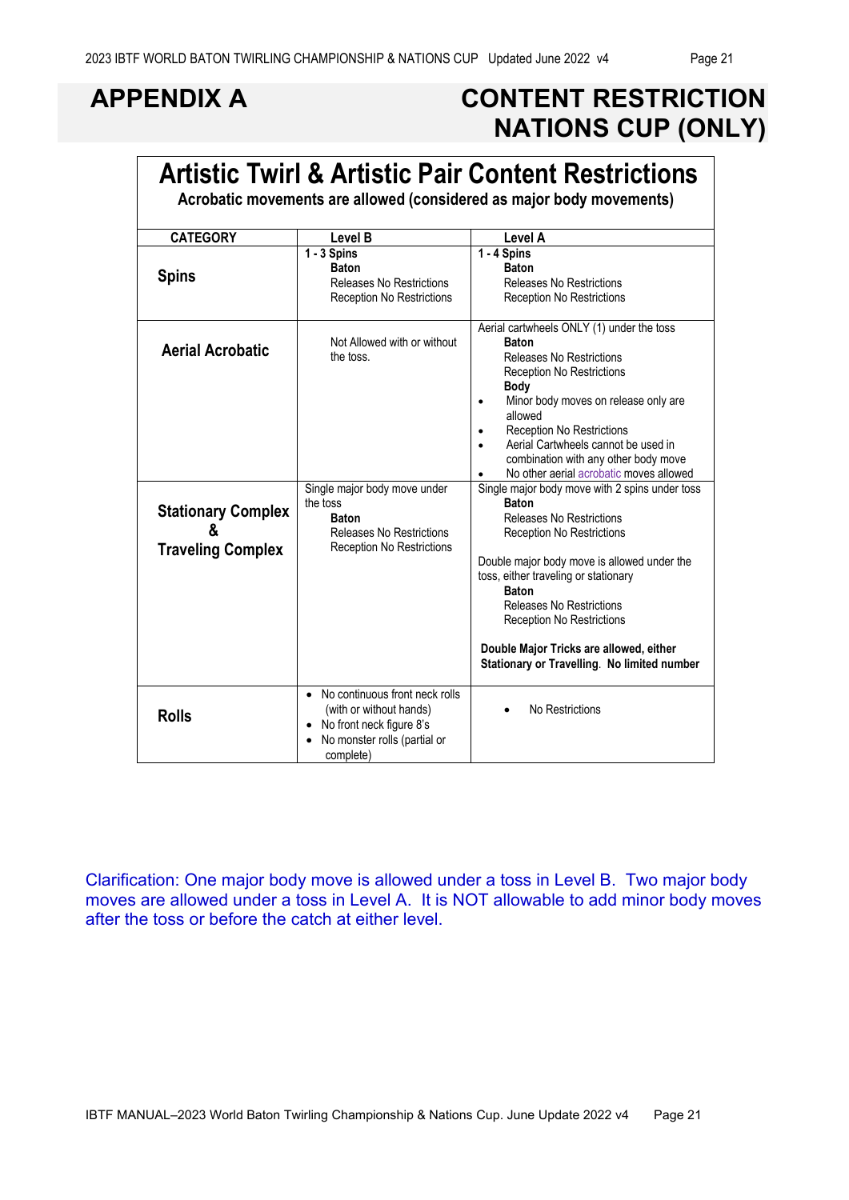# APPENDIX A — CONTENT RESTRICTION NATIONS CUP (ONLY)

## Artistic Twirl & Artistic Pair Content Restrictions

**Acrobatic movements are allowed (considered as major body movements)**

| CATEGORY | Level B | Level A |
|---|---|---|
| **Spins** | **1 - 3 Spins**<br>**Baton**<br>Releases No Restrictions<br>Reception No Restrictions | **1 - 4 Spins**<br>**Baton**<br>Releases No Restrictions<br>Reception No Restrictions |
| **Aerial Acrobatic** | Not Allowed with or without the toss. | Aerial cartwheels ONLY (1) under the toss<br>**Baton**<br>Releases No Restrictions<br>Reception No Restrictions<br>**Body**<br>• Minor body moves on release only are allowed<br>• Reception No Restrictions<br>• Aerial Cartwheels cannot be used in combination with any other body move<br>• No other aerial acrobatic moves allowed |
| **Stationary Complex & Traveling Complex** | Single major body move under the toss<br>**Baton**<br>Releases No Restrictions<br>Reception No Restrictions | Single major body move with 2 spins under toss<br>**Baton**<br>Releases No Restrictions<br>Reception No Restrictions<br><br>Double major body move is allowed under the toss, either traveling or stationary<br>**Baton**<br>Releases No Restrictions<br>Reception No Restrictions<br><br>**Double Major Tricks are allowed, either Stationary or Travelling. No limited number** |
| **Rolls** | • No continuous front neck rolls (with or without hands)<br>• No front neck figure 8's<br>• No monster rolls (partial or complete) | • No Restrictions |

Clarification: One major body move is allowed under a toss in Level B. Two major body moves are allowed under a toss in Level A. It is NOT allowable to add minor body moves after the toss or before the catch at either level.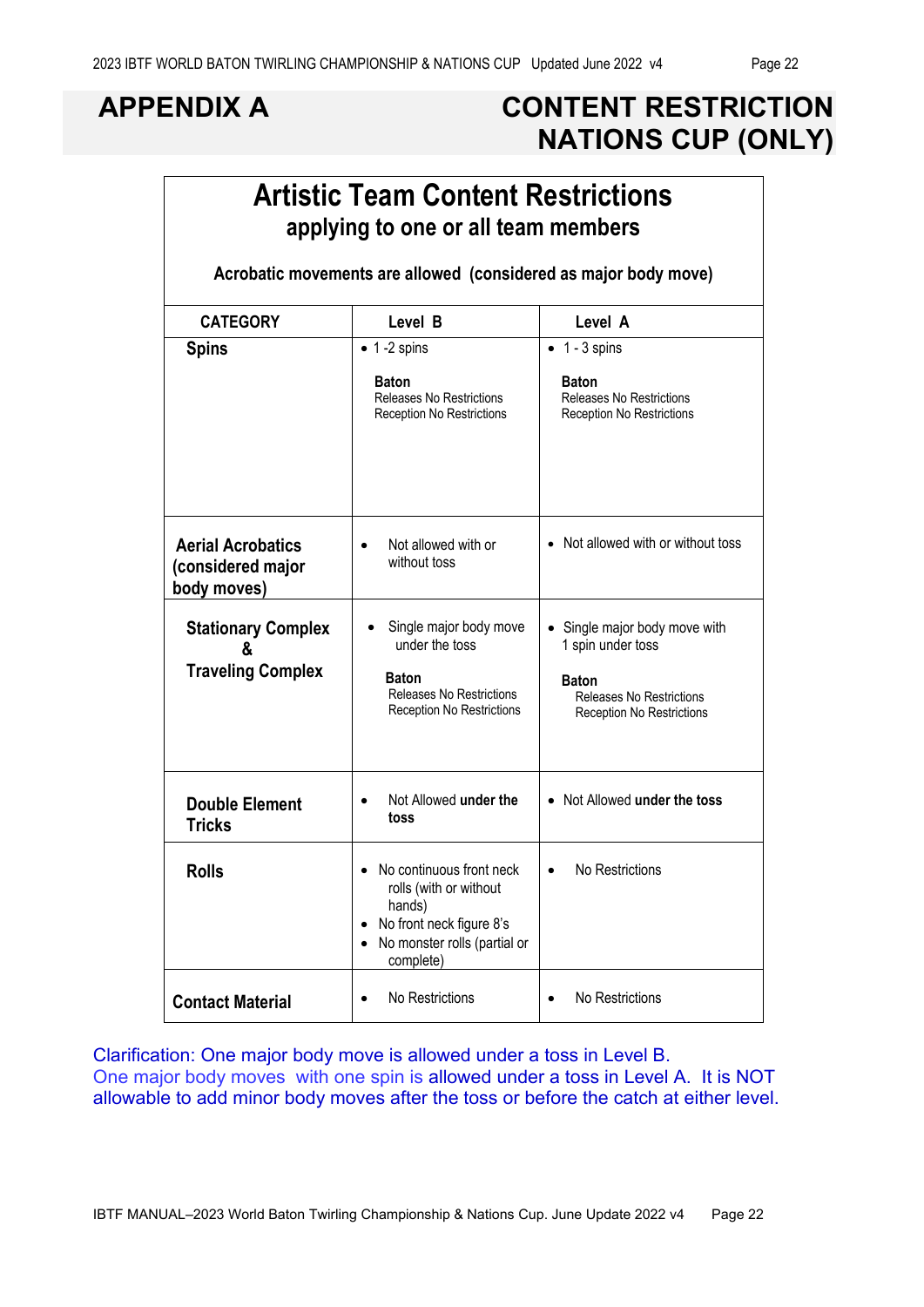# APPENDIX A — CONTENT RESTRICTION NATIONS CUP (ONLY)

## Artistic Team Content Restrictions

### applying to one or all team members

**Acrobatic movements are allowed (considered as major body move)**

| CATEGORY | Level B | Level A |
|---|---|---|
| **Spins** | • 1 -2 spins<br><br>**Baton**<br>Releases No Restrictions<br>Reception No Restrictions | • 1 - 3 spins<br><br>**Baton**<br>Releases No Restrictions<br>Reception No Restrictions |
| **Aerial Acrobatics (considered major body moves)** | • Not allowed with or without toss | • Not allowed with or without toss |
| **Stationary Complex & Traveling Complex** | • Single major body move under the toss<br><br>**Baton**<br>Releases No Restrictions<br>Reception No Restrictions | • Single major body move with 1 spin under toss<br><br>**Baton**<br>Releases No Restrictions<br>Reception No Restrictions |
| **Double Element Tricks** | • Not Allowed **under the toss** | • Not Allowed **under the toss** |
| **Rolls** | • No continuous front neck rolls (with or without hands)<br>• No front neck figure 8's<br>• No monster rolls (partial or complete) | • No Restrictions |
| **Contact Material** | • No Restrictions | • No Restrictions |

Clarification: One major body move is allowed under a toss in Level B.
One major body moves with one spin is allowed under a toss in Level A. It is NOT allowable to add minor body moves after the toss or before the catch at either level.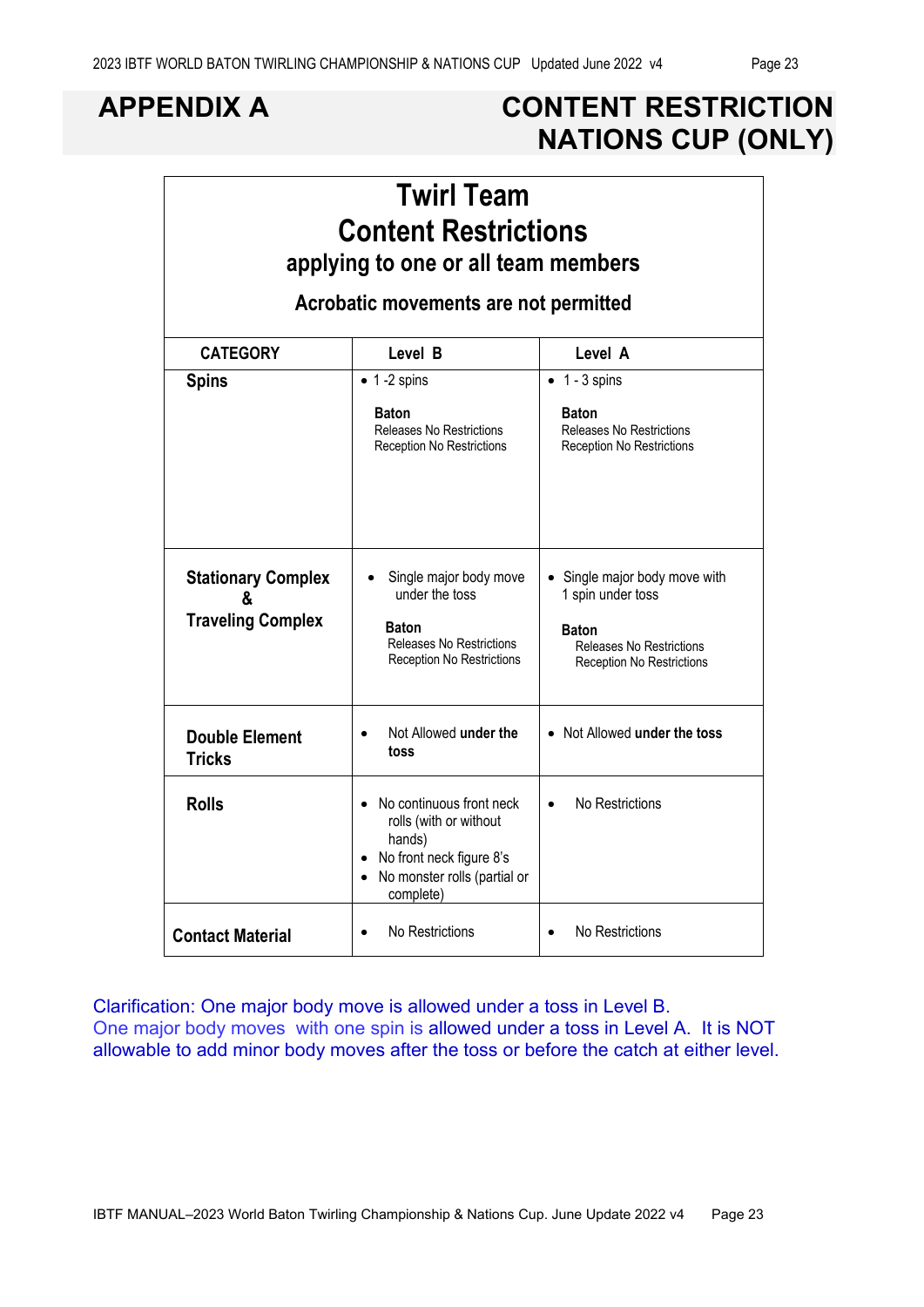# APPENDIX A

# CONTENT RESTRICTION NATIONS CUP (ONLY)

## Twirl Team Content Restrictions

### applying to one or all team members

**Acrobatic movements are not permitted**

| CATEGORY | Level B | Level A |
|---|---|---|
| **Spins** | • 1 -2 spins<br><br>**Baton**<br>Releases No Restrictions<br>Reception No Restrictions | • 1 - 3 spins<br><br>**Baton**<br>Releases No Restrictions<br>Reception No Restrictions |
| **Stationary Complex & Traveling Complex** | • Single major body move under the toss<br><br>**Baton**<br>Releases No Restrictions<br>Reception No Restrictions | • Single major body move with 1 spin under toss<br><br>**Baton**<br>Releases No Restrictions<br>Reception No Restrictions |
| **Double Element Tricks** | • Not Allowed **under the toss** | • Not Allowed **under the toss** |
| **Rolls** | • No continuous front neck rolls (with or without hands)<br>• No front neck figure 8's<br>• No monster rolls (partial or complete) | • No Restrictions |
| **Contact Material** | • No Restrictions | • No Restrictions |

Clarification: One major body move is allowed under a toss in Level B. One major body moves with one spin is allowed under a toss in Level A. It is NOT allowable to add minor body moves after the toss or before the catch at either level.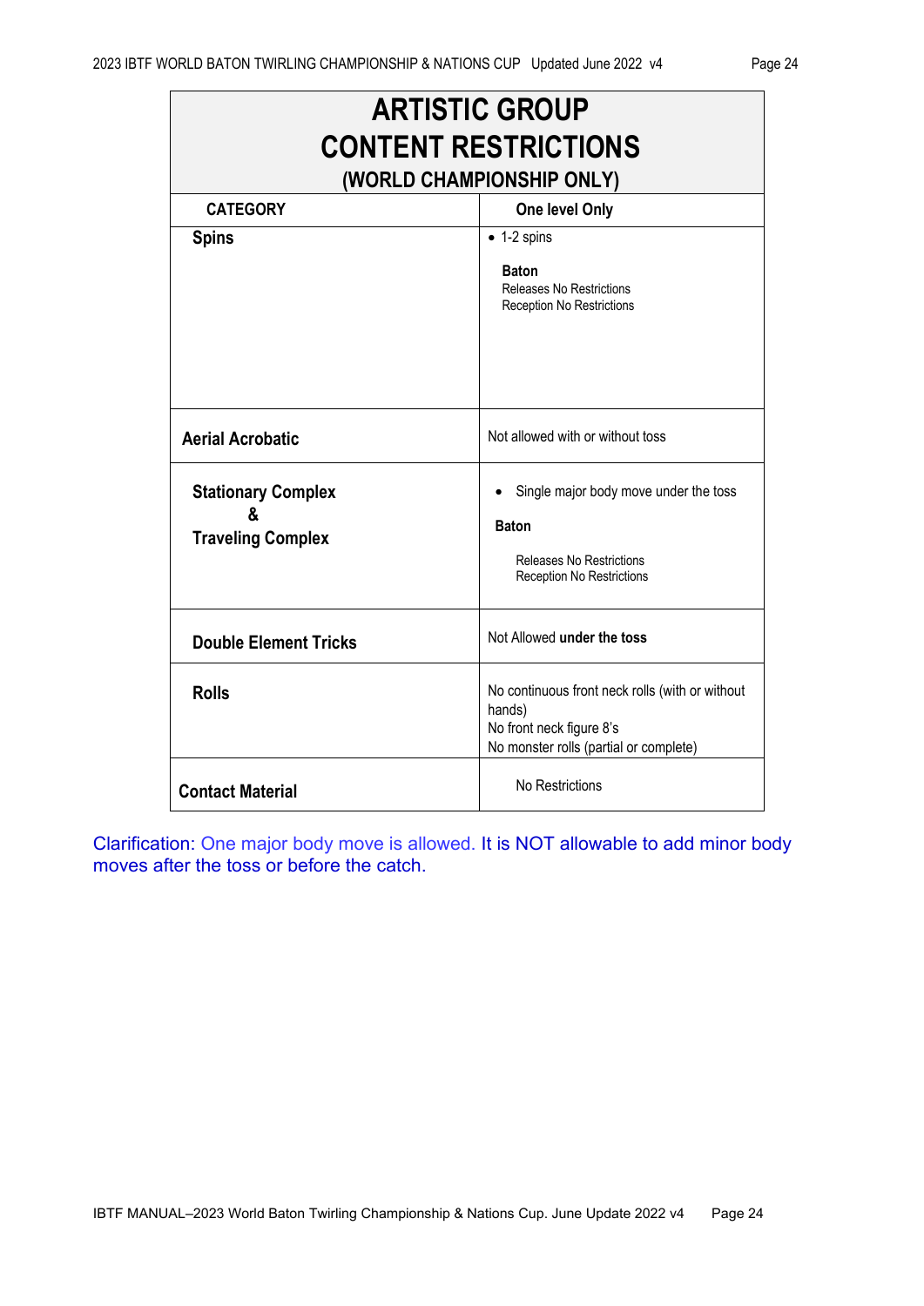# ARTISTIC GROUP CONTENT RESTRICTIONS

### (WORLD CHAMPIONSHIP ONLY)

| CATEGORY | One level Only |
|---|---|
| **Spins** | • 1-2 spins<br><br>**Baton**<br>Releases No Restrictions<br>Reception No Restrictions |
| **Aerial Acrobatic** | Not allowed with or without toss |
| **Stationary Complex & Traveling Complex** | • Single major body move under the toss<br><br>**Baton**<br>Releases No Restrictions<br>Reception No Restrictions |
| **Double Element Tricks** | Not Allowed **under the toss** |
| **Rolls** | No continuous front neck rolls (with or without hands)<br>No front neck figure 8's<br>No monster rolls (partial or complete) |
| **Contact Material** | No Restrictions |

Clarification: One major body move is allowed. It is NOT allowable to add minor body moves after the toss or before the catch.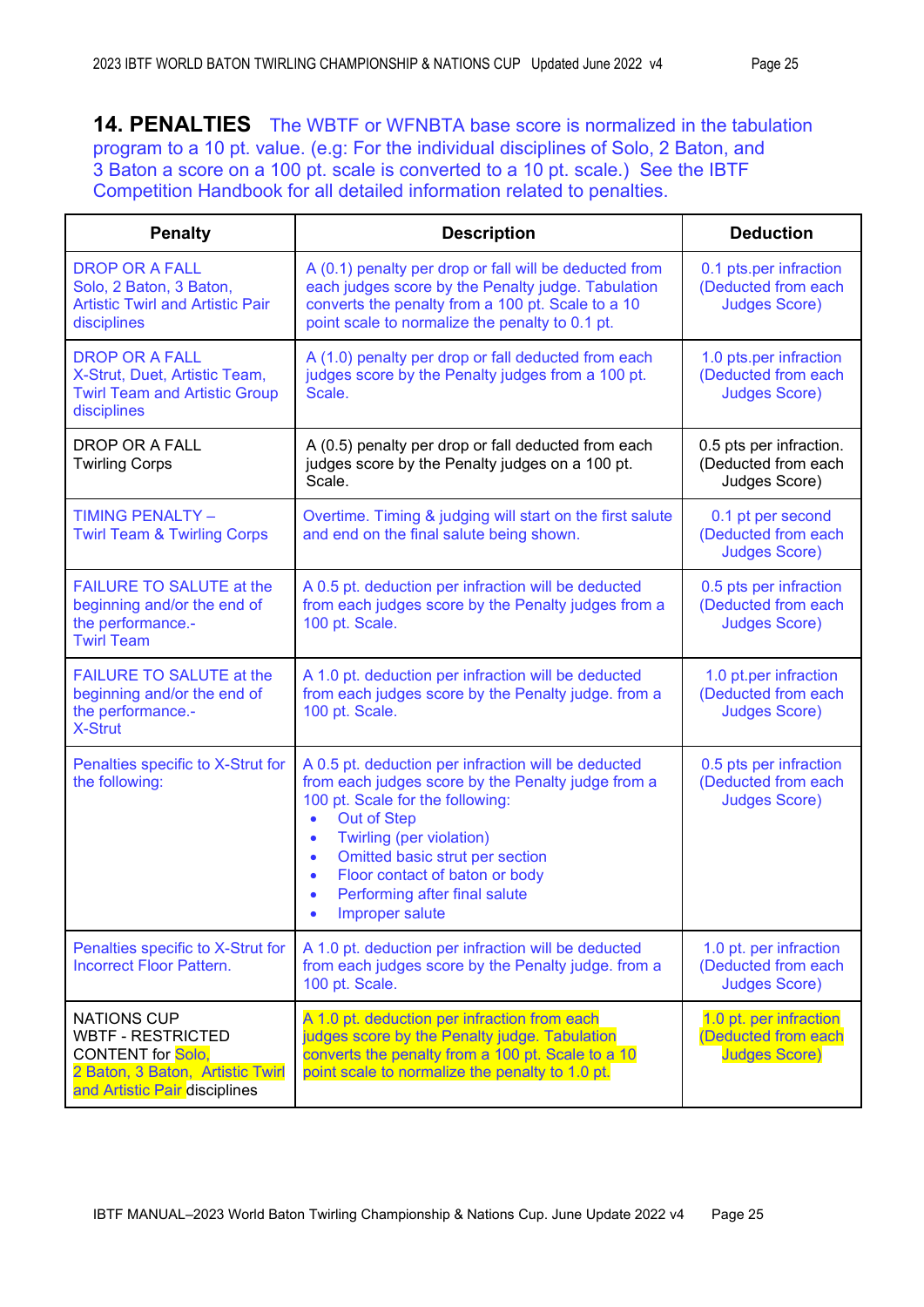## 14. PENALTIES

The WBTF or WFNBTA base score is normalized in the tabulation program to a 10 pt. value. (e.g: For the individual disciplines of Solo, 2 Baton, and 3 Baton a score on a 100 pt. scale is converted to a 10 pt. scale.) See the IBTF Competition Handbook for all detailed information related to penalties.

| Penalty | Description | Deduction |
|---|---|---|
| DROP OR A FALL<br>Solo, 2 Baton, 3 Baton, Artistic Twirl and Artistic Pair disciplines | A (0.1) penalty per drop or fall will be deducted from each judges score by the Penalty judge. Tabulation converts the penalty from a 100 pt. Scale to a 10 point scale to normalize the penalty to 0.1 pt. | 0.1 pts.per infraction (Deducted from each Judges Score) |
| DROP OR A FALL<br>X-Strut, Duet, Artistic Team, Twirl Team and Artistic Group disciplines | A (1.0) penalty per drop or fall deducted from each judges score by the Penalty judges from a 100 pt. Scale. | 1.0 pts.per infraction (Deducted from each Judges Score) |
| DROP OR A FALL<br>Twirling Corps | A (0.5) penalty per drop or fall deducted from each judges score by the Penalty judges on a 100 pt. Scale. | 0.5 pts per infraction. (Deducted from each Judges Score) |
| TIMING PENALTY –<br>Twirl Team & Twirling Corps | Overtime. Timing & judging will start on the first salute and end on the final salute being shown. | 0.1 pt per second (Deducted from each Judges Score) |
| FAILURE TO SALUTE at the beginning and/or the end of the performance.-<br>Twirl Team | A 0.5 pt. deduction per infraction will be deducted from each judges score by the Penalty judges from a 100 pt. Scale. | 0.5 pts per infraction (Deducted from each Judges Score) |
| FAILURE TO SALUTE at the beginning and/or the end of the performance.-<br>X-Strut | A 1.0 pt. deduction per infraction will be deducted from each judges score by the Penalty judge. from a 100 pt. Scale. | 1.0 pt.per infraction (Deducted from each Judges Score) |
| Penalties specific to X-Strut for the following: | A 0.5 pt. deduction per infraction will be deducted from each judges score by the Penalty judge from a 100 pt. Scale for the following:<br>• Out of Step<br>• Twirling (per violation)<br>• Omitted basic strut per section<br>• Floor contact of baton or body<br>• Performing after final salute<br>• Improper salute | 0.5 pts per infraction (Deducted from each Judges Score) |
| Penalties specific to X-Strut for Incorrect Floor Pattern. | A 1.0 pt. deduction per infraction will be deducted from each judges score by the Penalty judge. from a 100 pt. Scale. | 1.0 pt. per infraction (Deducted from each Judges Score) |
| NATIONS CUP<br>WBTF - RESTRICTED CONTENT for Solo, 2 Baton, 3 Baton, Artistic Twirl and Artistic Pair disciplines | A 1.0 pt. deduction per infraction from each judges score by the Penalty judge. Tabulation converts the penalty from a 100 pt. Scale to a 10 point scale to normalize the penalty to 1.0 pt. | 1.0 pt. per infraction (Deducted from each Judges Score) |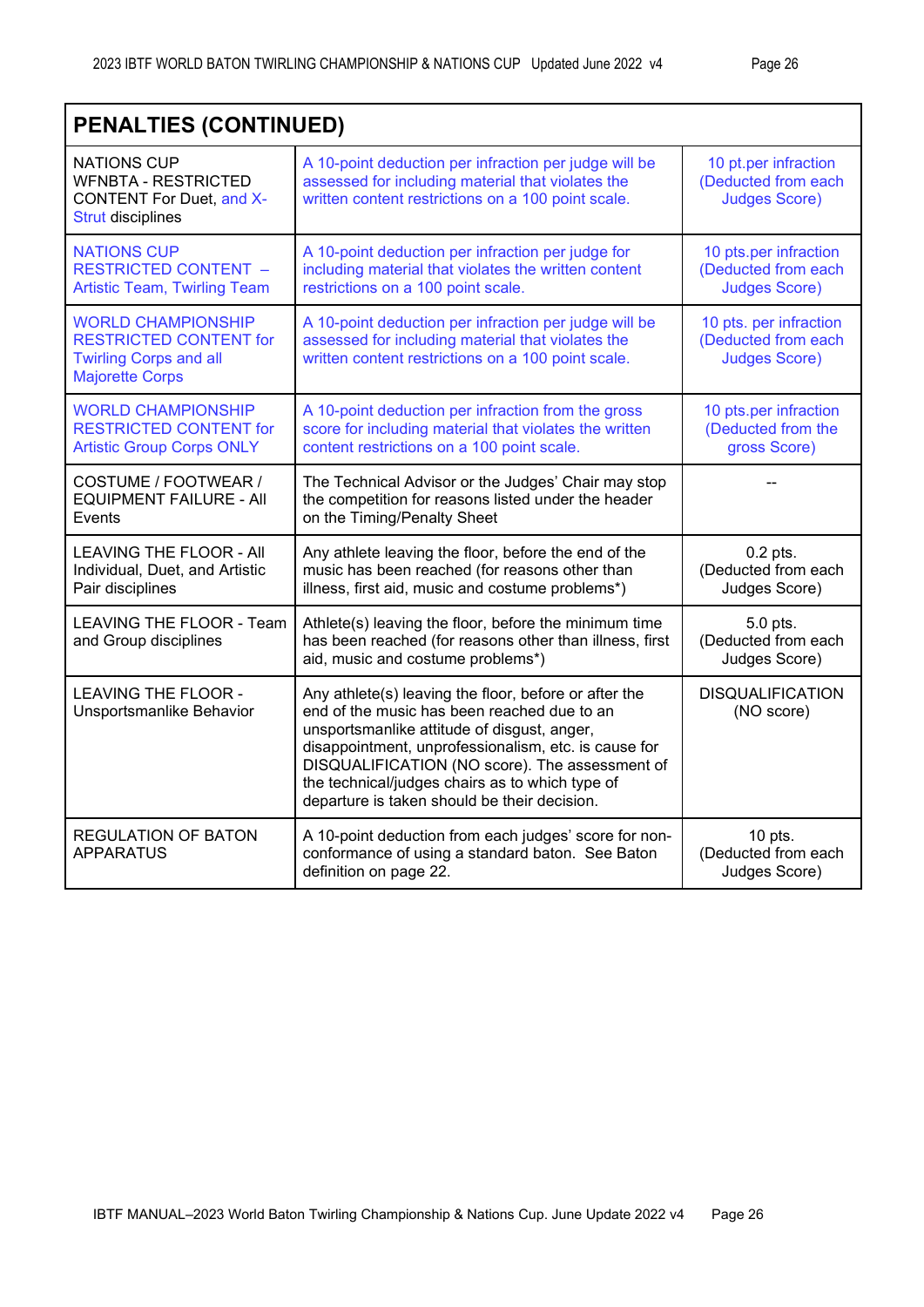## PENALTIES (CONTINUED)

| | | |
|---|---|---|
| NATIONS CUP WFNBTA - RESTRICTED CONTENT For Duet, and X-Strut disciplines | A 10-point deduction per infraction per judge will be assessed for including material that violates the written content restrictions on a 100 point scale. | 10 pt.per infraction (Deducted from each Judges Score) |
| NATIONS CUP RESTRICTED CONTENT – Artistic Team, Twirling Team | A 10-point deduction per infraction per judge for including material that violates the written content restrictions on a 100 point scale. | 10 pts.per infraction (Deducted from each Judges Score) |
| WORLD CHAMPIONSHIP RESTRICTED CONTENT for Twirling Corps and all Majorette Corps | A 10-point deduction per infraction per judge will be assessed for including material that violates the written content restrictions on a 100 point scale. | 10 pts. per infraction (Deducted from each Judges Score) |
| WORLD CHAMPIONSHIP RESTRICTED CONTENT for Artistic Group Corps ONLY | A 10-point deduction per infraction from the gross score for including material that violates the written content restrictions on a 100 point scale. | 10 pts.per infraction (Deducted from the gross Score) |
| COSTUME / FOOTWEAR / EQUIPMENT FAILURE - All Events | The Technical Advisor or the Judges' Chair may stop the competition for reasons listed under the header on the Timing/Penalty Sheet | -- |
| LEAVING THE FLOOR - All Individual, Duet, and Artistic Pair disciplines | Any athlete leaving the floor, before the end of the music has been reached (for reasons other than illness, first aid, music and costume problems*) | 0.2 pts. (Deducted from each Judges Score) |
| LEAVING THE FLOOR - Team and Group disciplines | Athlete(s) leaving the floor, before the minimum time has been reached (for reasons other than illness, first aid, music and costume problems*) | 5.0 pts. (Deducted from each Judges Score) |
| LEAVING THE FLOOR - Unsportsmanlike Behavior | Any athlete(s) leaving the floor, before or after the end of the music has been reached due to an unsportsmanlike attitude of disgust, anger, disappointment, unprofessionalism, etc. is cause for DISQUALIFICATION (NO score). The assessment of the technical/judges chairs as to which type of departure is taken should be their decision. | DISQUALIFICATION (NO score) |
| REGULATION OF BATON APPARATUS | A 10-point deduction from each judges' score for non-conformance of using a standard baton. See Baton definition on page 22. | 10 pts. (Deducted from each Judges Score) |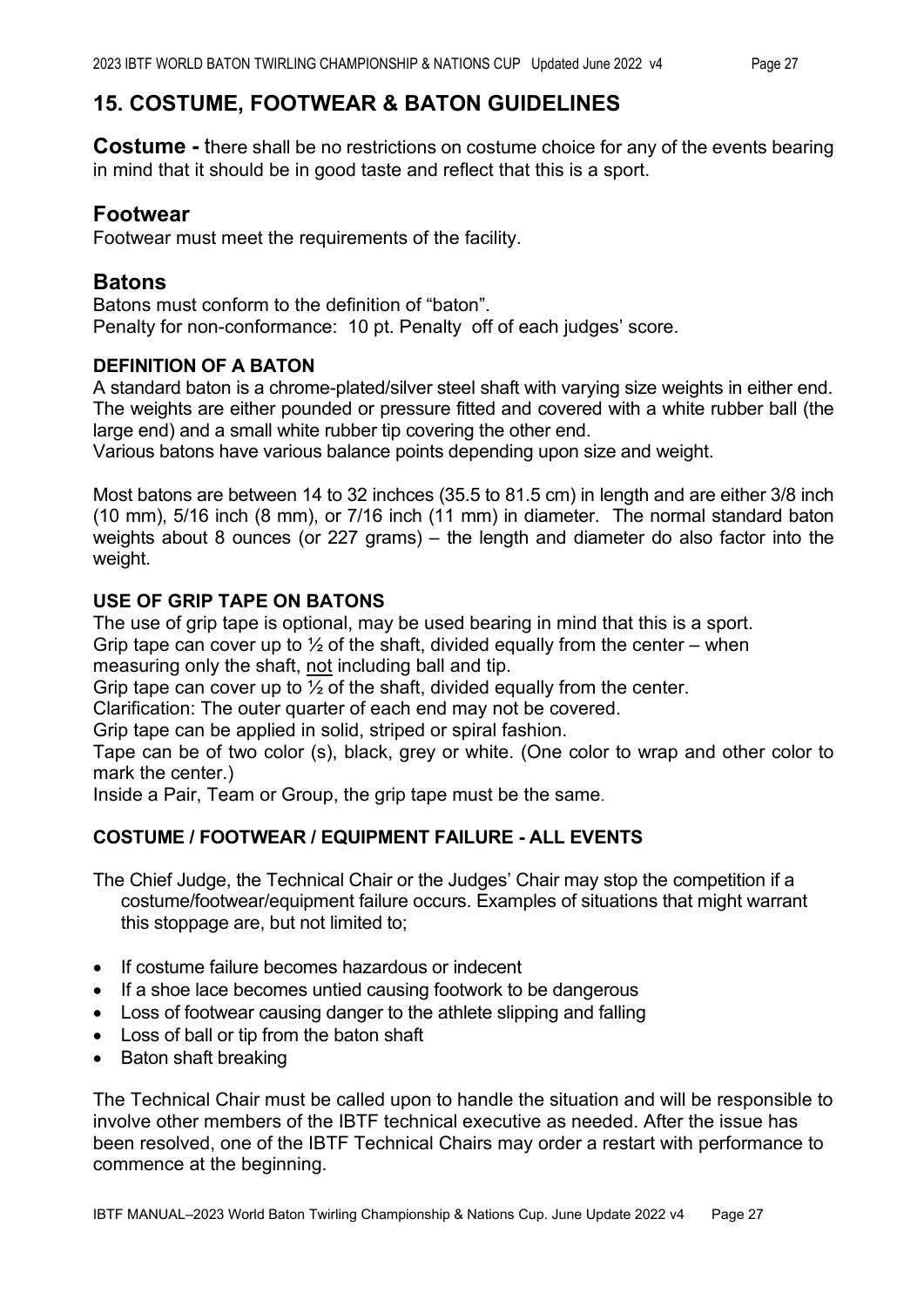## 15. COSTUME, FOOTWEAR & BATON GUIDELINES

**Costume -** there shall be no restrictions on costume choice for any of the events bearing in mind that it should be in good taste and reflect that this is a sport.

### Footwear

Footwear must meet the requirements of the facility.

### Batons

Batons must conform to the definition of "baton".
Penalty for non-conformance: 10 pt. Penalty off of each judges' score.

#### DEFINITION OF A BATON

A standard baton is a chrome-plated/silver steel shaft with varying size weights in either end. The weights are either pounded or pressure fitted and covered with a white rubber ball (the large end) and a small white rubber tip covering the other end.
Various batons have various balance points depending upon size and weight.

Most batons are between 14 to 32 inchces (35.5 to 81.5 cm) in length and are either 3/8 inch (10 mm), 5/16 inch (8 mm), or 7/16 inch (11 mm) in diameter. The normal standard baton weights about 8 ounces (or 227 grams) – the length and diameter do also factor into the weight.

#### USE OF GRIP TAPE ON BATONS

The use of grip tape is optional, may be used bearing in mind that this is a sport.
Grip tape can cover up to ½ of the shaft, divided equally from the center – when measuring only the shaft, not including ball and tip.
Grip tape can cover up to ½ of the shaft, divided equally from the center.
Clarification: The outer quarter of each end may not be covered.
Grip tape can be applied in solid, striped or spiral fashion.
Tape can be of two color (s), black, grey or white. (One color to wrap and other color to mark the center.)
Inside a Pair, Team or Group, the grip tape must be the same.

#### COSTUME / FOOTWEAR / EQUIPMENT FAILURE - ALL EVENTS

The Chief Judge, the Technical Chair or the Judges' Chair may stop the competition if a costume/footwear/equipment failure occurs. Examples of situations that might warrant this stoppage are, but not limited to;

- If costume failure becomes hazardous or indecent
- If a shoe lace becomes untied causing footwork to be dangerous
- Loss of footwear causing danger to the athlete slipping and falling
- Loss of ball or tip from the baton shaft
- Baton shaft breaking

The Technical Chair must be called upon to handle the situation and will be responsible to involve other members of the IBTF technical executive as needed. After the issue has been resolved, one of the IBTF Technical Chairs may order a restart with performance to commence at the beginning.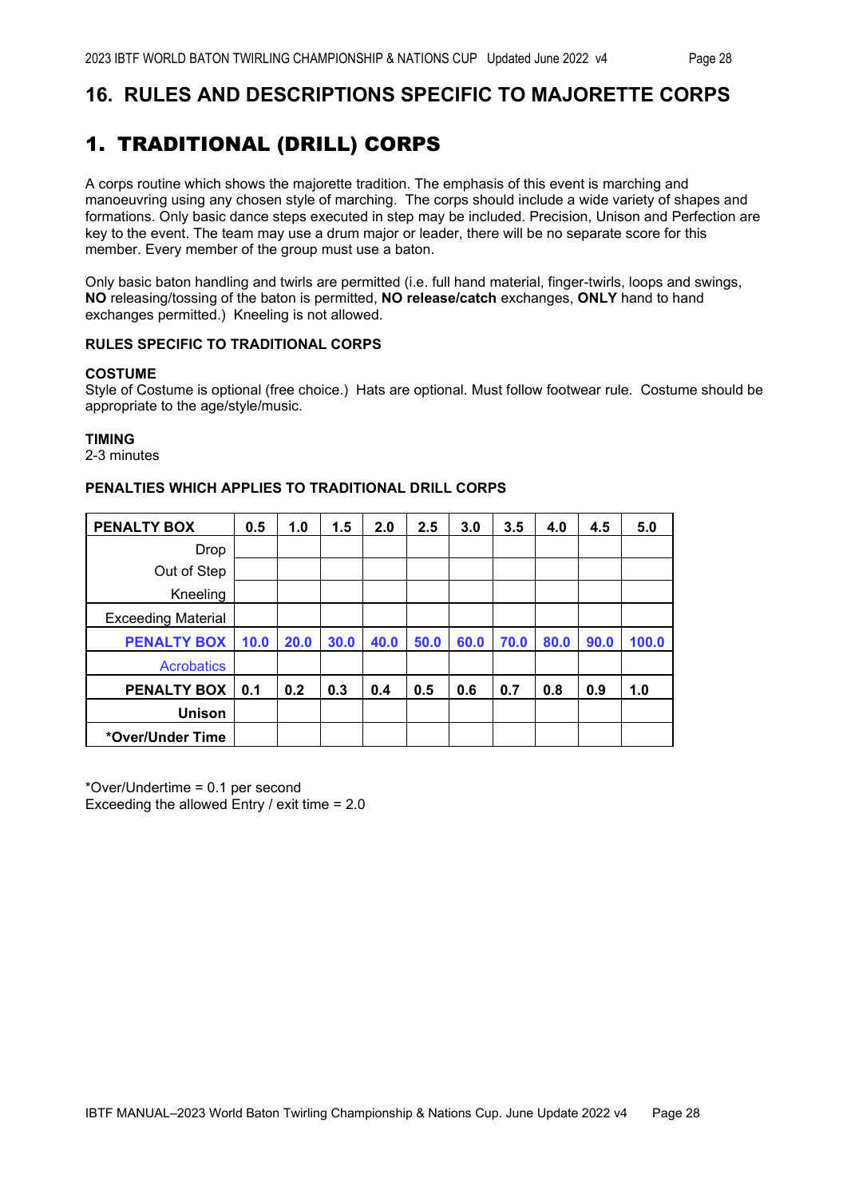# 16. RULES AND DESCRIPTIONS SPECIFIC TO MAJORETTE CORPS

## 1. TRADITIONAL (DRILL) CORPS

A corps routine which shows the majorette tradition. The emphasis of this event is marching and manoeuvring using any chosen style of marching. The corps should include a wide variety of shapes and formations. Only basic dance steps executed in step may be included. Precision, Unison and Perfection are key to the event. The team may use a drum major or leader, there will be no separate score for this member. Every member of the group must use a baton.

Only basic baton handling and twirls are permitted (i.e. full hand material, finger-twirls, loops and swings, **NO** releasing/tossing of the baton is permitted, **NO release/catch** exchanges, **ONLY** hand to hand exchanges permitted.) Kneeling is not allowed.

### RULES SPECIFIC TO TRADITIONAL CORPS

**COSTUME**
Style of Costume is optional (free choice.) Hats are optional. Must follow footwear rule. Costume should be appropriate to the age/style/music.

**TIMING**
2-3 minutes

**PENALTIES WHICH APPLIES TO TRADITIONAL DRILL CORPS**

| PENALTY BOX | 0.5 | 1.0 | 1.5 | 2.0 | 2.5 | 3.0 | 3.5 | 4.0 | 4.5 | 5.0 |
|---|---|---|---|---|---|---|---|---|---|---|
| Drop | | | | | | | | | | |
| Out of Step | | | | | | | | | | |
| Kneeling | | | | | | | | | | |
| Exceeding Material | | | | | | | | | | |
| **PENALTY BOX** | **10.0** | **20.0** | **30.0** | **40.0** | **50.0** | **60.0** | **70.0** | **80.0** | **90.0** | **100.0** |
| Acrobatics | | | | | | | | | | |
| **PENALTY BOX** | **0.1** | **0.2** | **0.3** | **0.4** | **0.5** | **0.6** | **0.7** | **0.8** | **0.9** | **1.0** |
| **Unison** | | | | | | | | | | |
| ***Over/Under Time** | | | | | | | | | | |

*Over/Undertime = 0.1 per second
Exceeding the allowed Entry / exit time = 2.0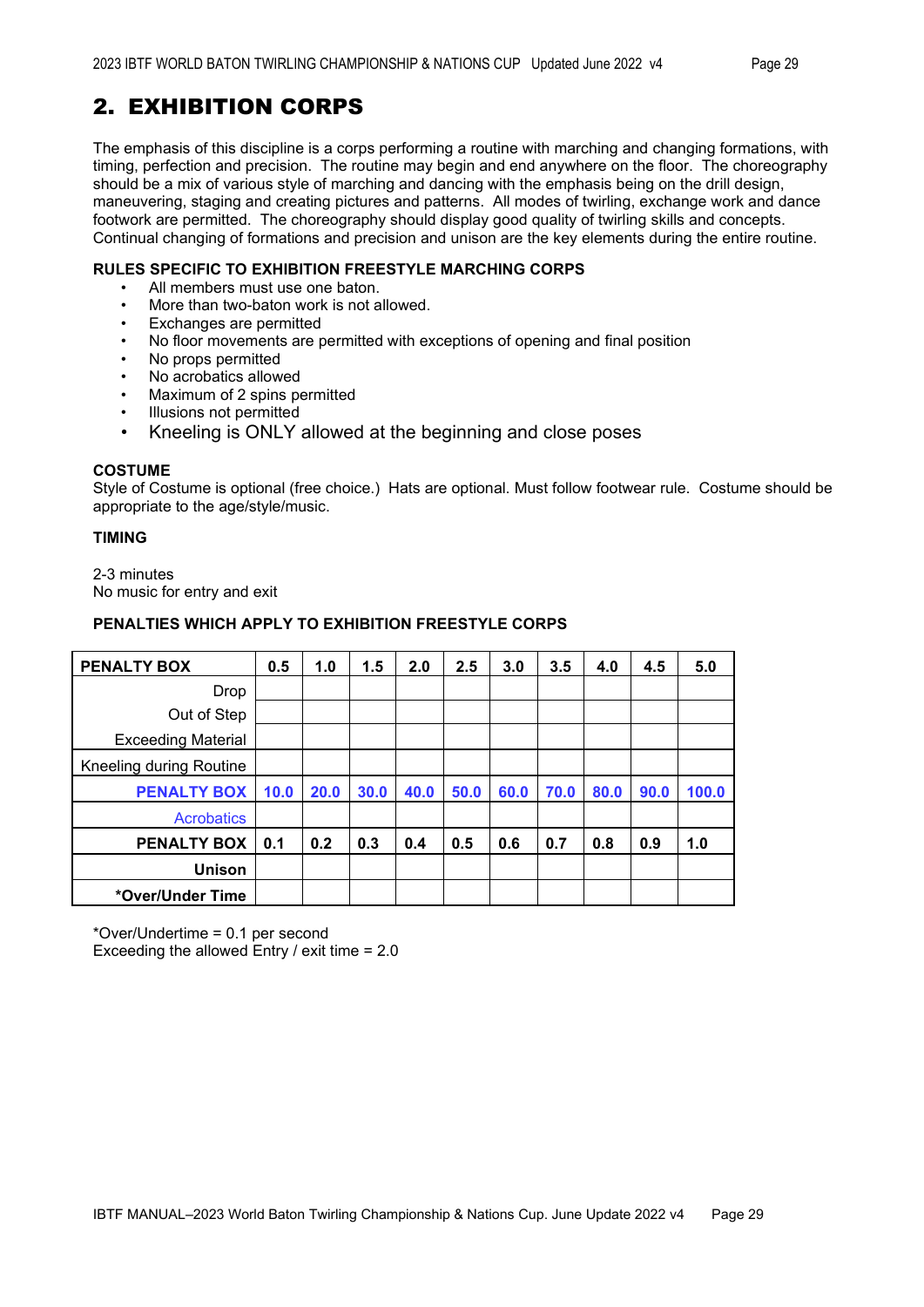## 2. EXHIBITION CORPS

The emphasis of this discipline is a corps performing a routine with marching and changing formations, with timing, perfection and precision. The routine may begin and end anywhere on the floor. The choreography should be a mix of various style of marching and dancing with the emphasis being on the drill design, maneuvering, staging and creating pictures and patterns. All modes of twirling, exchange work and dance footwork are permitted. The choreography should display good quality of twirling skills and concepts. Continual changing of formations and precision and unison are the key elements during the entire routine.

**RULES SPECIFIC TO EXHIBITION FREESTYLE MARCHING CORPS**

- All members must use one baton.
- More than two-baton work is not allowed.
- Exchanges are permitted
- No floor movements are permitted with exceptions of opening and final position
- No props permitted
- No acrobatics allowed
- Maximum of 2 spins permitted
- Illusions not permitted
- Kneeling is ONLY allowed at the beginning and close poses

**COSTUME**

Style of Costume is optional (free choice.) Hats are optional. Must follow footwear rule. Costume should be appropriate to the age/style/music.

**TIMING**

2-3 minutes
No music for entry and exit

**PENALTIES WHICH APPLY TO EXHIBITION FREESTYLE CORPS**

| PENALTY BOX | 0.5 | 1.0 | 1.5 | 2.0 | 2.5 | 3.0 | 3.5 | 4.0 | 4.5 | 5.0 |
|---|---|---|---|---|---|---|---|---|---|---|
| Drop | | | | | | | | | | |
| Out of Step | | | | | | | | | | |
| Exceeding Material | | | | | | | | | | |
| Kneeling during Routine | | | | | | | | | | |
| **PENALTY BOX** | **10.0** | **20.0** | **30.0** | **40.0** | **50.0** | **60.0** | **70.0** | **80.0** | **90.0** | **100.0** |
| Acrobatics | | | | | | | | | | |
| **PENALTY BOX** | **0.1** | **0.2** | **0.3** | **0.4** | **0.5** | **0.6** | **0.7** | **0.8** | **0.9** | **1.0** |
| **Unison** | | | | | | | | | | |
| ***Over/Under Time** | | | | | | | | | | |

*Over/Undertime = 0.1 per second
Exceeding the allowed Entry / exit time = 2.0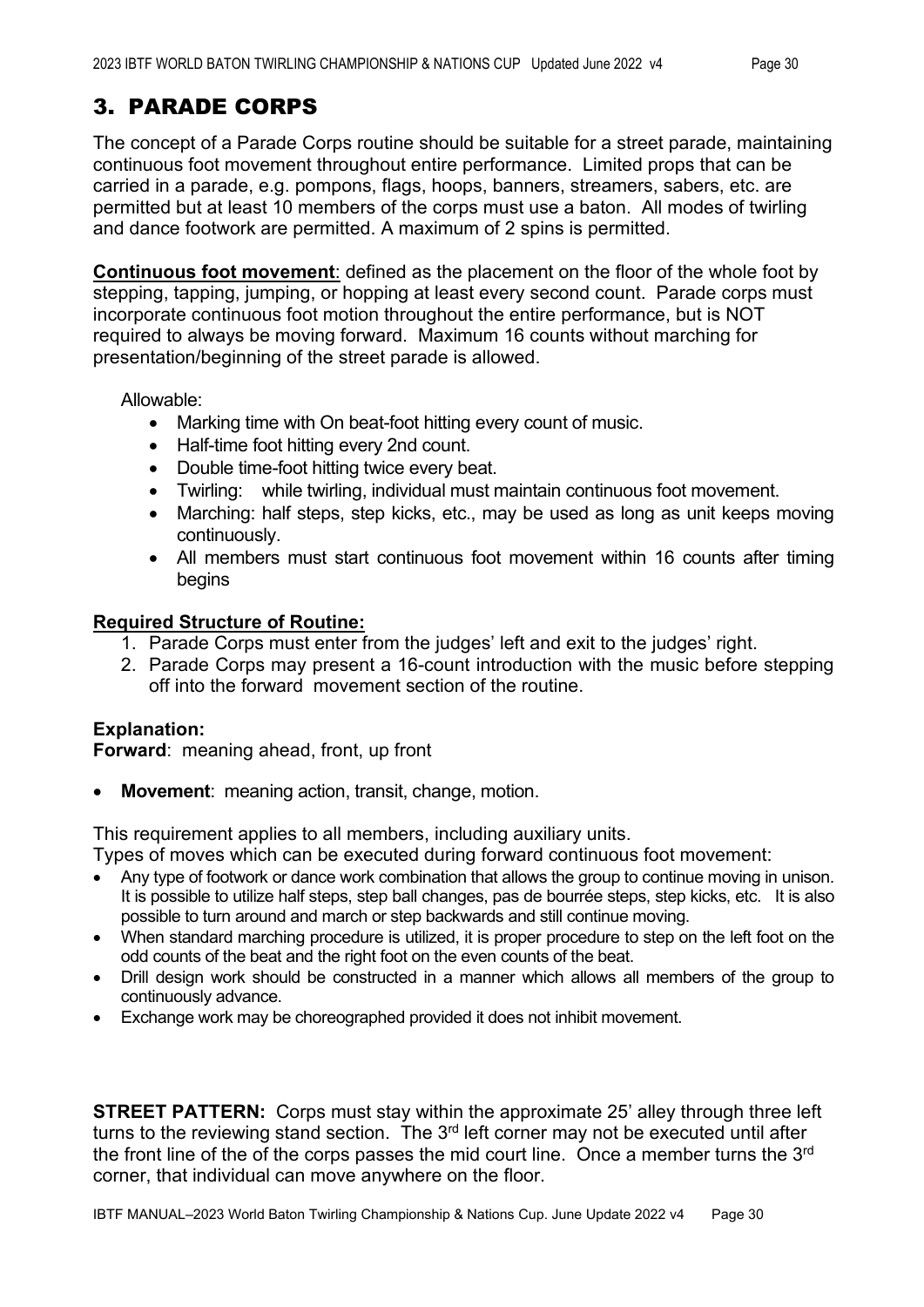## 3. PARADE CORPS

The concept of a Parade Corps routine should be suitable for a street parade, maintaining continuous foot movement throughout entire performance. Limited props that can be carried in a parade, e.g. pompons, flags, hoops, banners, streamers, sabers, etc. are permitted but at least 10 members of the corps must use a baton. All modes of twirling and dance footwork are permitted. A maximum of 2 spins is permitted.

**Continuous foot movement**: defined as the placement on the floor of the whole foot by stepping, tapping, jumping, or hopping at least every second count. Parade corps must incorporate continuous foot motion throughout the entire performance, but is NOT required to always be moving forward. Maximum 16 counts without marching for presentation/beginning of the street parade is allowed.

Allowable:

- Marking time with On beat-foot hitting every count of music.
- Half-time foot hitting every 2nd count.
- Double time-foot hitting twice every beat.
- Twirling: while twirling, individual must maintain continuous foot movement.
- Marching: half steps, step kicks, etc., may be used as long as unit keeps moving continuously.
- All members must start continuous foot movement within 16 counts after timing begins

**Required Structure of Routine:**

1. Parade Corps must enter from the judges' left and exit to the judges' right.
2. Parade Corps may present a 16-count introduction with the music before stepping off into the forward movement section of the routine.

**Explanation:**

**Forward**: meaning ahead, front, up front

- **Movement**: meaning action, transit, change, motion.

This requirement applies to all members, including auxiliary units.

Types of moves which can be executed during forward continuous foot movement:

- Any type of footwork or dance work combination that allows the group to continue moving in unison. It is possible to utilize half steps, step ball changes, pas de bourrée steps, step kicks, etc. It is also possible to turn around and march or step backwards and still continue moving.
- When standard marching procedure is utilized, it is proper procedure to step on the left foot on the odd counts of the beat and the right foot on the even counts of the beat.
- Drill design work should be constructed in a manner which allows all members of the group to continuously advance.
- Exchange work may be choreographed provided it does not inhibit movement.

**STREET PATTERN:** Corps must stay within the approximate 25' alley through three left turns to the reviewing stand section. The 3rd left corner may not be executed until after the front line of the of the corps passes the mid court line. Once a member turns the 3rd corner, that individual can move anywhere on the floor.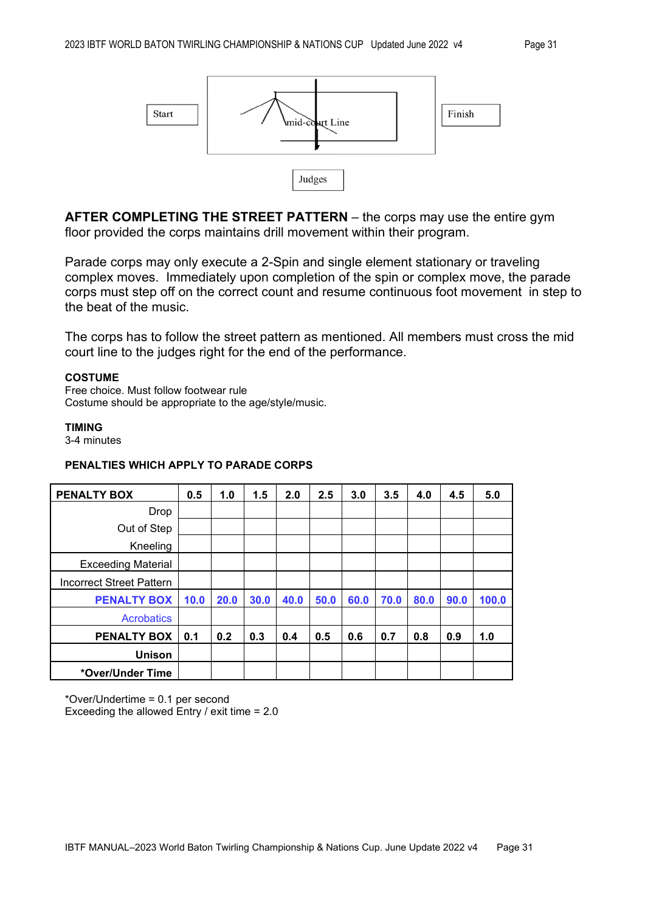Start

mid-court Line

Finish

Judges

**AFTER COMPLETING THE STREET PATTERN** – the corps may use the entire gym floor provided the corps maintains drill movement within their program.

Parade corps may only execute a 2-Spin and single element stationary or traveling complex moves. Immediately upon completion of the spin or complex move, the parade corps must step off on the correct count and resume continuous foot movement in step to the beat of the music.

The corps has to follow the street pattern as mentioned. All members must cross the mid court line to the judges right for the end of the performance.

**COSTUME**
Free choice. Must follow footwear rule
Costume should be appropriate to the age/style/music.

**TIMING**
3-4 minutes

**PENALTIES WHICH APPLY TO PARADE CORPS**

| PENALTY BOX | 0.5 | 1.0 | 1.5 | 2.0 | 2.5 | 3.0 | 3.5 | 4.0 | 4.5 | 5.0 |
|---|---|---|---|---|---|---|---|---|---|---|
| Drop | | | | | | | | | | |
| Out of Step | | | | | | | | | | |
| Kneeling | | | | | | | | | | |
| Exceeding Material | | | | | | | | | | |
| Incorrect Street Pattern | | | | | | | | | | |
| **PENALTY BOX** | **10.0** | **20.0** | **30.0** | **40.0** | **50.0** | **60.0** | **70.0** | **80.0** | **90.0** | **100.0** |
| Acrobatics | | | | | | | | | | |
| **PENALTY BOX** | **0.1** | **0.2** | **0.3** | **0.4** | **0.5** | **0.6** | **0.7** | **0.8** | **0.9** | **1.0** |
| **Unison** | | | | | | | | | | |
| **\*Over/Under Time** | | | | | | | | | | |

*Over/Undertime = 0.1 per second
Exceeding the allowed Entry / exit time = 2.0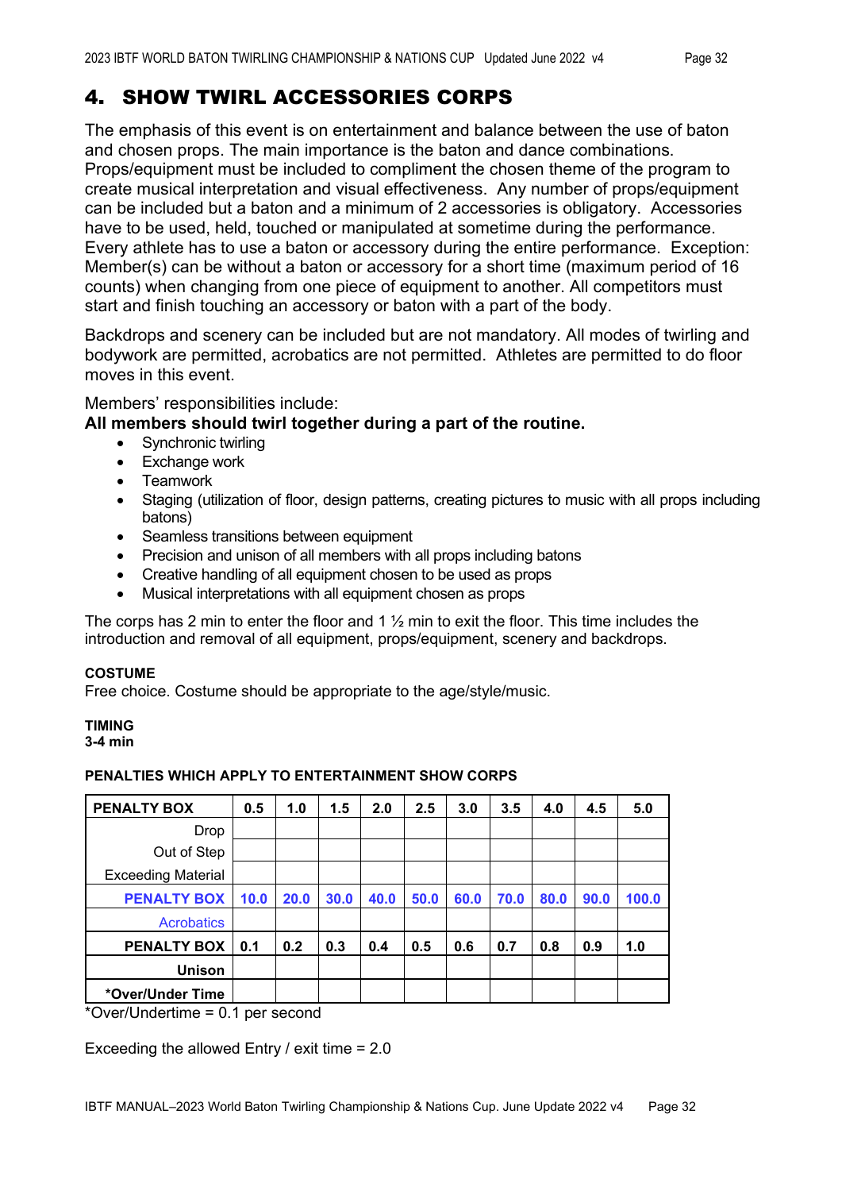# 4. SHOW TWIRL ACCESSORIES CORPS

The emphasis of this event is on entertainment and balance between the use of baton and chosen props. The main importance is the baton and dance combinations. Props/equipment must be included to compliment the chosen theme of the program to create musical interpretation and visual effectiveness. Any number of props/equipment can be included but a baton and a minimum of 2 accessories is obligatory. Accessories have to be used, held, touched or manipulated at sometime during the performance. Every athlete has to use a baton or accessory during the entire performance. Exception: Member(s) can be without a baton or accessory for a short time (maximum period of 16 counts) when changing from one piece of equipment to another. All competitors must start and finish touching an accessory or baton with a part of the body.

Backdrops and scenery can be included but are not mandatory. All modes of twirling and bodywork are permitted, acrobatics are not permitted. Athletes are permitted to do floor moves in this event.

Members' responsibilities include:

**All members should twirl together during a part of the routine.**

- Synchronic twirling
- Exchange work
- Teamwork
- Staging (utilization of floor, design patterns, creating pictures to music with all props including batons)
- Seamless transitions between equipment
- Precision and unison of all members with all props including batons
- Creative handling of all equipment chosen to be used as props
- Musical interpretations with all equipment chosen as props

The corps has 2 min to enter the floor and 1 ½ min to exit the floor. This time includes the introduction and removal of all equipment, props/equipment, scenery and backdrops.

**COSTUME**

Free choice. Costume should be appropriate to the age/style/music.

**TIMING**

**3-4 min**

**PENALTIES WHICH APPLY TO ENTERTAINMENT SHOW CORPS**

| PENALTY BOX | 0.5 | 1.0 | 1.5 | 2.0 | 2.5 | 3.0 | 3.5 | 4.0 | 4.5 | 5.0 |
|---|---|---|---|---|---|---|---|---|---|---|
| Drop | | | | | | | | | | |
| Out of Step | | | | | | | | | | |
| Exceeding Material | | | | | | | | | | |
| **PENALTY BOX** | **10.0** | **20.0** | **30.0** | **40.0** | **50.0** | **60.0** | **70.0** | **80.0** | **90.0** | **100.0** |
| Acrobatics | | | | | | | | | | |
| **PENALTY BOX** | **0.1** | **0.2** | **0.3** | **0.4** | **0.5** | **0.6** | **0.7** | **0.8** | **0.9** | **1.0** |
| **Unison** | | | | | | | | | | |
| ***Over/Under Time** | | | | | | | | | | |

*Over/Undertime = 0.1 per second

Exceeding the allowed Entry / exit time = 2.0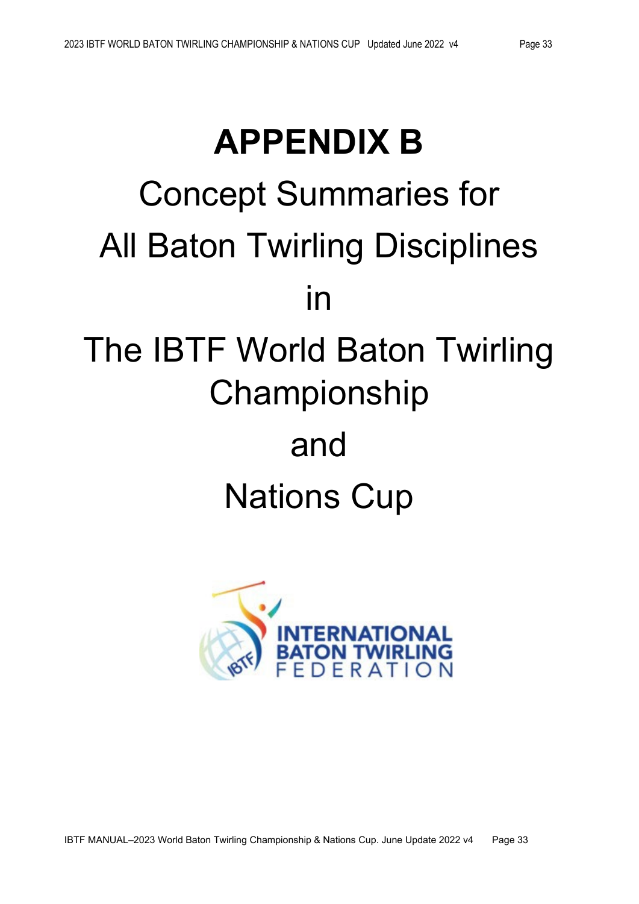# APPENDIX B

Concept Summaries for

All Baton Twirling Disciplines

in

The IBTF World Baton Twirling Championship

and

Nations Cup

INTERNATIONAL BATON TWIRLING FEDERATION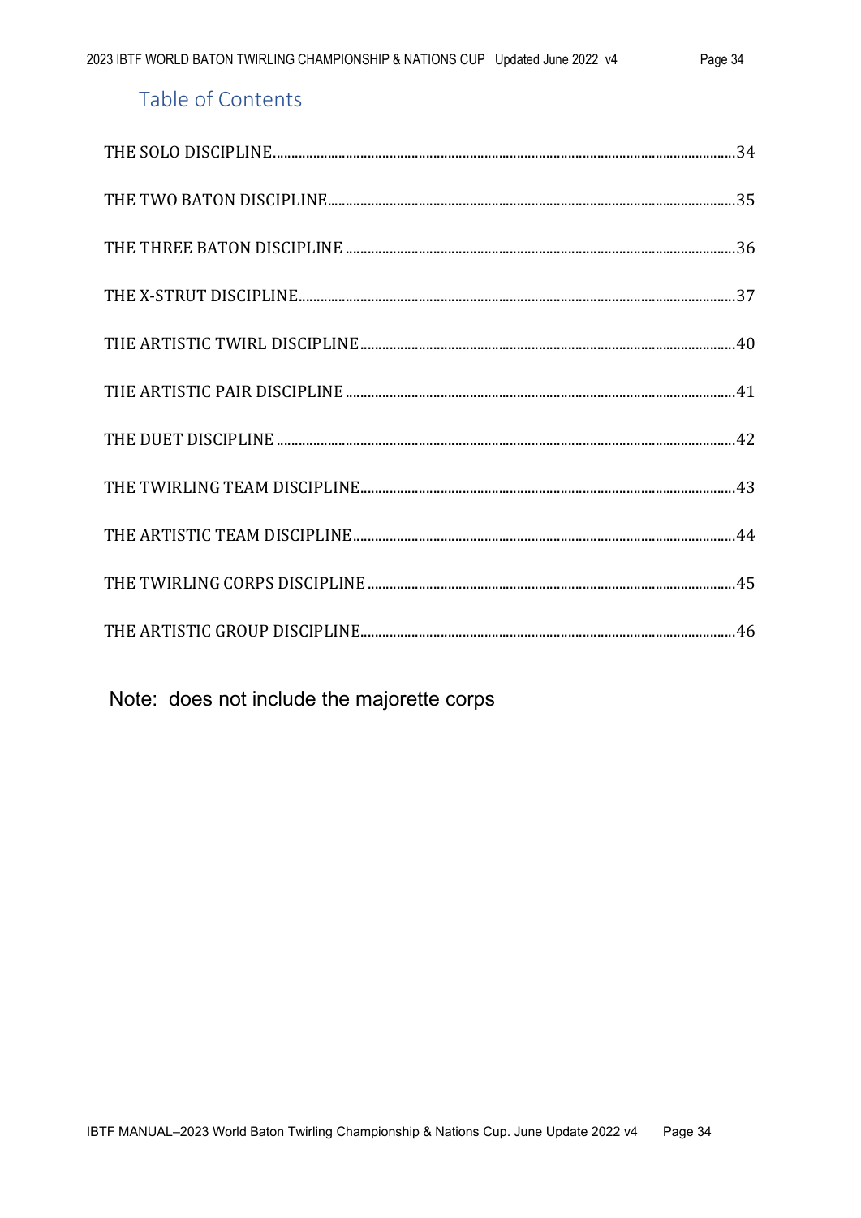## Table of Contents

THE SOLO DISCIPLINE............................................................34

THE TWO BATON DISCIPLINE..................................................35

THE THREE BATON DISCIPLINE ..............................................36

THE X-STRUT DISCIPLINE........................................................37

THE ARTISTIC TWIRL DISCIPLINE...........................................40

THE ARTISTIC PAIR DISCIPLINE .............................................41

THE DUET DISCIPLINE ............................................................42

THE TWIRLING TEAM DISCIPLINE...........................................43

THE ARTISTIC TEAM DISCIPLINE............................................44

THE TWIRLING CORPS DISCIPLINE .........................................45

THE ARTISTIC GROUP DISCIPLINE..........................................46

Note: does not include the majorette corps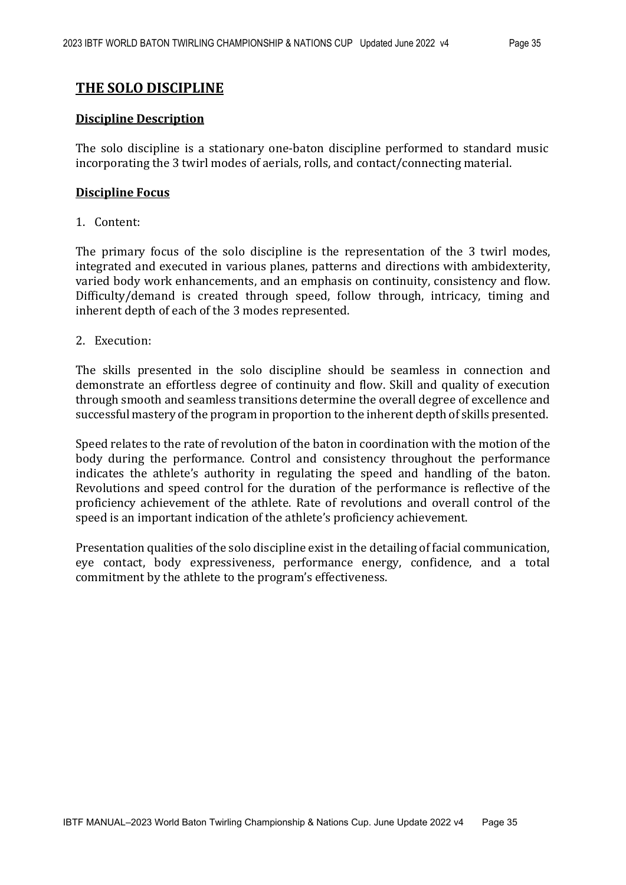## THE SOLO DISCIPLINE

### Discipline Description

The solo discipline is a stationary one-baton discipline performed to standard music incorporating the 3 twirl modes of aerials, rolls, and contact/connecting material.

### Discipline Focus

1. Content:

The primary focus of the solo discipline is the representation of the 3 twirl modes, integrated and executed in various planes, patterns and directions with ambidexterity, varied body work enhancements, and an emphasis on continuity, consistency and flow. Difficulty/demand is created through speed, follow through, intricacy, timing and inherent depth of each of the 3 modes represented.

2. Execution:

The skills presented in the solo discipline should be seamless in connection and demonstrate an effortless degree of continuity and flow. Skill and quality of execution through smooth and seamless transitions determine the overall degree of excellence and successful mastery of the program in proportion to the inherent depth of skills presented.

Speed relates to the rate of revolution of the baton in coordination with the motion of the body during the performance. Control and consistency throughout the performance indicates the athlete's authority in regulating the speed and handling of the baton. Revolutions and speed control for the duration of the performance is reflective of the proficiency achievement of the athlete. Rate of revolutions and overall control of the speed is an important indication of the athlete's proficiency achievement.

Presentation qualities of the solo discipline exist in the detailing of facial communication, eye contact, body expressiveness, performance energy, confidence, and a total commitment by the athlete to the program's effectiveness.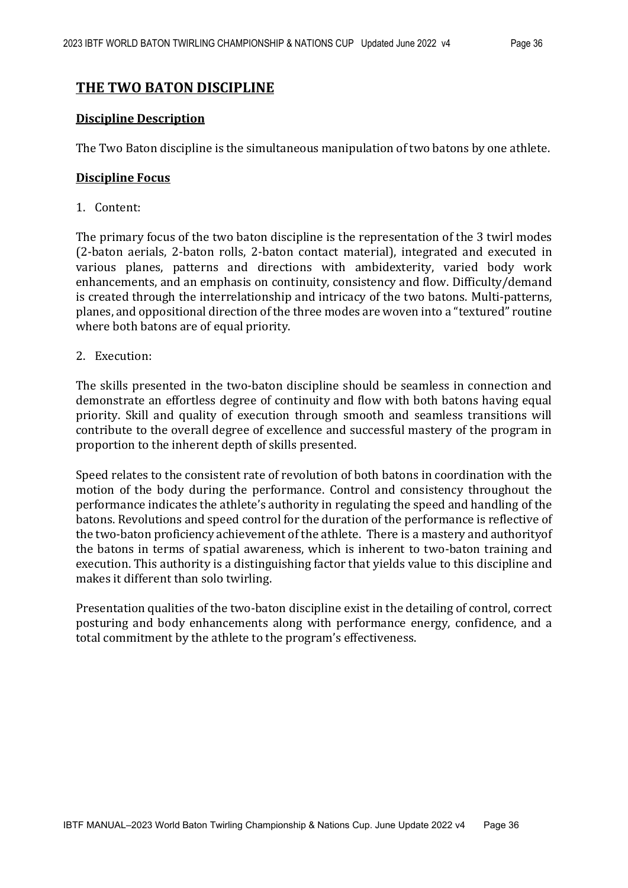## THE TWO BATON DISCIPLINE

### Discipline Description

The Two Baton discipline is the simultaneous manipulation of two batons by one athlete.

### Discipline Focus

1. Content:

The primary focus of the two baton discipline is the representation of the 3 twirl modes (2-baton aerials, 2-baton rolls, 2-baton contact material), integrated and executed in various planes, patterns and directions with ambidexterity, varied body work enhancements, and an emphasis on continuity, consistency and flow. Difficulty/demand is created through the interrelationship and intricacy of the two batons. Multi-patterns, planes, and oppositional direction of the three modes are woven into a "textured" routine where both batons are of equal priority.

2. Execution:

The skills presented in the two-baton discipline should be seamless in connection and demonstrate an effortless degree of continuity and flow with both batons having equal priority. Skill and quality of execution through smooth and seamless transitions will contribute to the overall degree of excellence and successful mastery of the program in proportion to the inherent depth of skills presented.

Speed relates to the consistent rate of revolution of both batons in coordination with the motion of the body during the performance. Control and consistency throughout the performance indicates the athlete's authority in regulating the speed and handling of the batons. Revolutions and speed control for the duration of the performance is reflective of the two-baton proficiency achievement of the athlete. There is a mastery and authorityof the batons in terms of spatial awareness, which is inherent to two-baton training and execution. This authority is a distinguishing factor that yields value to this discipline and makes it different than solo twirling.

Presentation qualities of the two-baton discipline exist in the detailing of control, correct posturing and body enhancements along with performance energy, confidence, and a total commitment by the athlete to the program's effectiveness.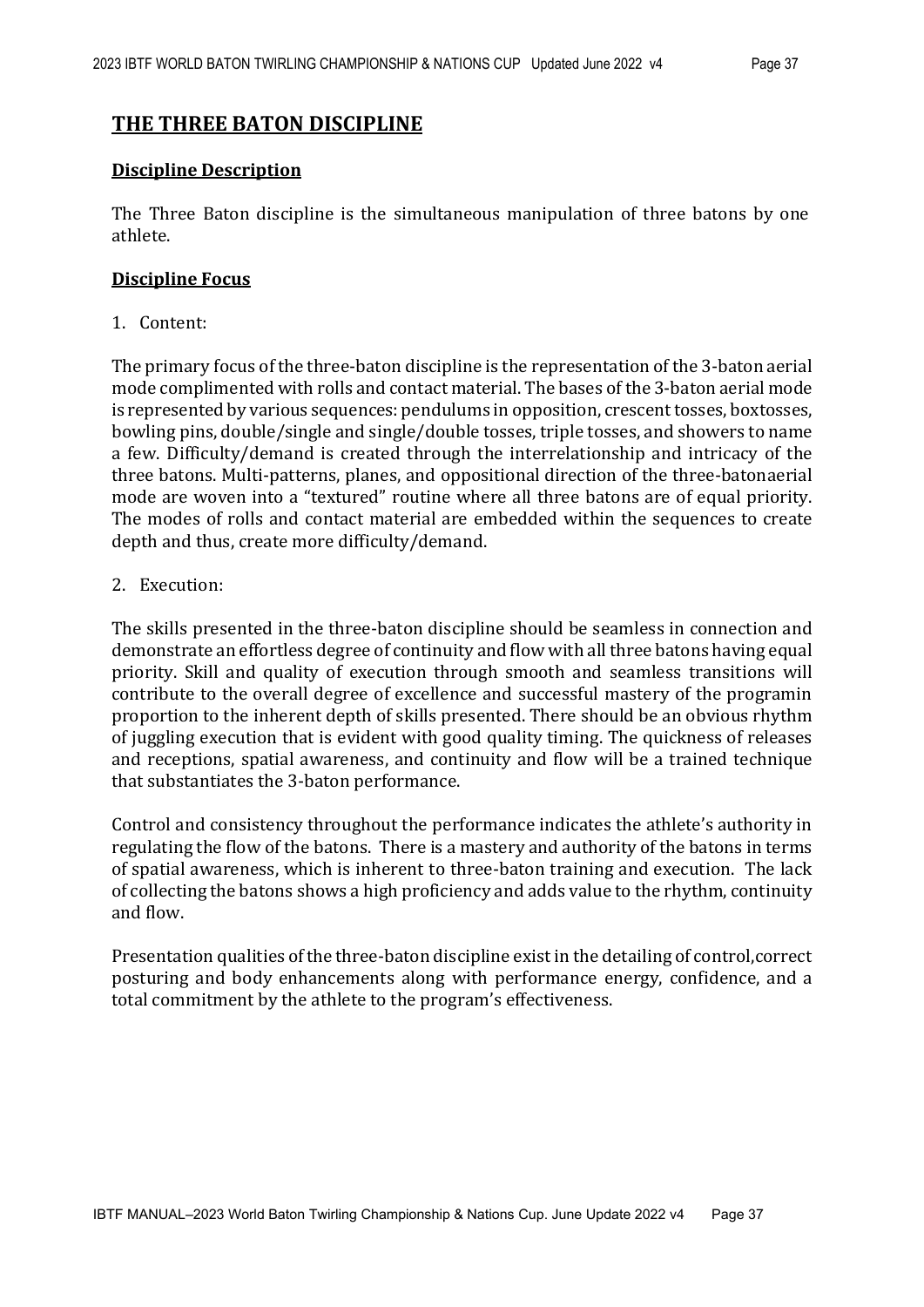# THE THREE BATON DISCIPLINE

## Discipline Description

The Three Baton discipline is the simultaneous manipulation of three batons by one athlete.

## Discipline Focus

1. Content:

The primary focus of the three-baton discipline is the representation of the 3-baton aerial mode complimented with rolls and contact material. The bases of the 3-baton aerial mode is represented by various sequences: pendulums in opposition, crescent tosses, boxtosses, bowling pins, double/single and single/double tosses, triple tosses, and showers to name a few. Difficulty/demand is created through the interrelationship and intricacy of the three batons. Multi-patterns, planes, and oppositional direction of the three-batonaerial mode are woven into a "textured" routine where all three batons are of equal priority. The modes of rolls and contact material are embedded within the sequences to create depth and thus, create more difficulty/demand.

2. Execution:

The skills presented in the three-baton discipline should be seamless in connection and demonstrate an effortless degree of continuity and flow with all three batons having equal priority. Skill and quality of execution through smooth and seamless transitions will contribute to the overall degree of excellence and successful mastery of the programin proportion to the inherent depth of skills presented. There should be an obvious rhythm of juggling execution that is evident with good quality timing. The quickness of releases and receptions, spatial awareness, and continuity and flow will be a trained technique that substantiates the 3-baton performance.

Control and consistency throughout the performance indicates the athlete's authority in regulating the flow of the batons. There is a mastery and authority of the batons in terms of spatial awareness, which is inherent to three-baton training and execution. The lack of collecting the batons shows a high proficiency and adds value to the rhythm, continuity and flow.

Presentation qualities of the three-baton discipline exist in the detailing of control,correct posturing and body enhancements along with performance energy, confidence, and a total commitment by the athlete to the program's effectiveness.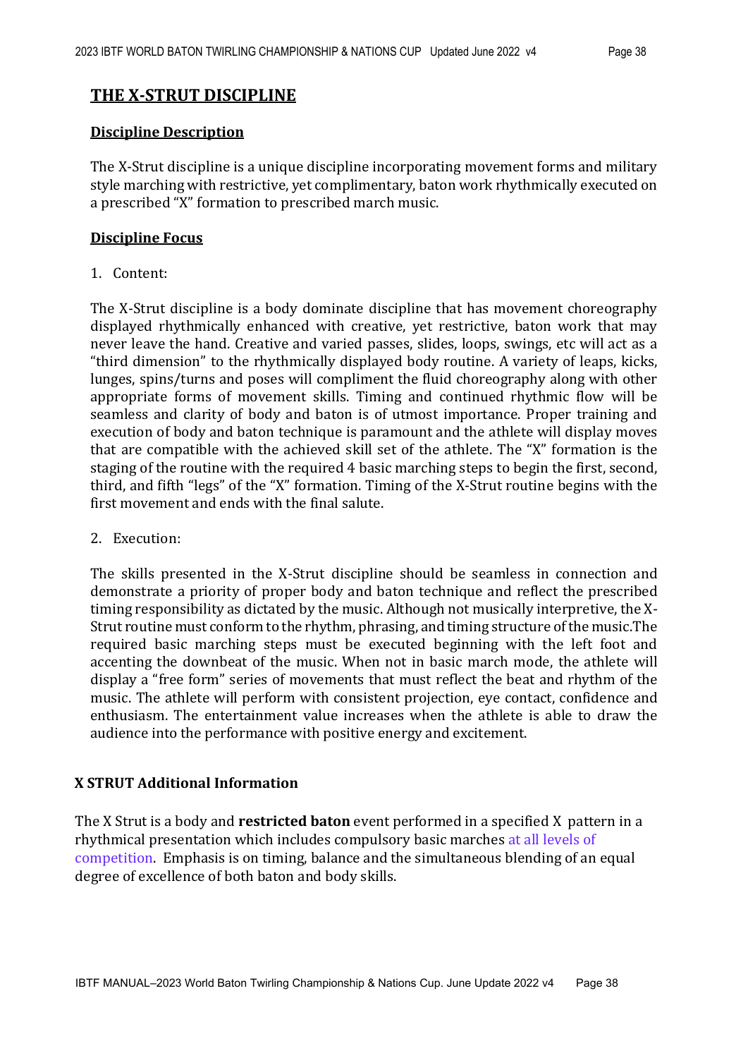## THE X-STRUT DISCIPLINE

### Discipline Description

The X-Strut discipline is a unique discipline incorporating movement forms and military style marching with restrictive, yet complimentary, baton work rhythmically executed on a prescribed "X" formation to prescribed march music.

### Discipline Focus

1. Content:

The X-Strut discipline is a body dominate discipline that has movement choreography displayed rhythmically enhanced with creative, yet restrictive, baton work that may never leave the hand. Creative and varied passes, slides, loops, swings, etc will act as a "third dimension" to the rhythmically displayed body routine. A variety of leaps, kicks, lunges, spins/turns and poses will compliment the fluid choreography along with other appropriate forms of movement skills. Timing and continued rhythmic flow will be seamless and clarity of body and baton is of utmost importance. Proper training and execution of body and baton technique is paramount and the athlete will display moves that are compatible with the achieved skill set of the athlete. The "X" formation is the staging of the routine with the required 4 basic marching steps to begin the first, second, third, and fifth "legs" of the "X" formation. Timing of the X-Strut routine begins with the first movement and ends with the final salute.

2. Execution:

The skills presented in the X-Strut discipline should be seamless in connection and demonstrate a priority of proper body and baton technique and reflect the prescribed timing responsibility as dictated by the music. Although not musically interpretive, the X-Strut routine must conform to the rhythm, phrasing, and timing structure of the music.The required basic marching steps must be executed beginning with the left foot and accenting the downbeat of the music. When not in basic march mode, the athlete will display a "free form" series of movements that must reflect the beat and rhythm of the music. The athlete will perform with consistent projection, eye contact, confidence and enthusiasm. The entertainment value increases when the athlete is able to draw the audience into the performance with positive energy and excitement.

### X STRUT Additional Information

The X Strut is a body and **restricted baton** event performed in a specified X pattern in a rhythmical presentation which includes compulsory basic marches at all levels of competition. Emphasis is on timing, balance and the simultaneous blending of an equal degree of excellence of both baton and body skills.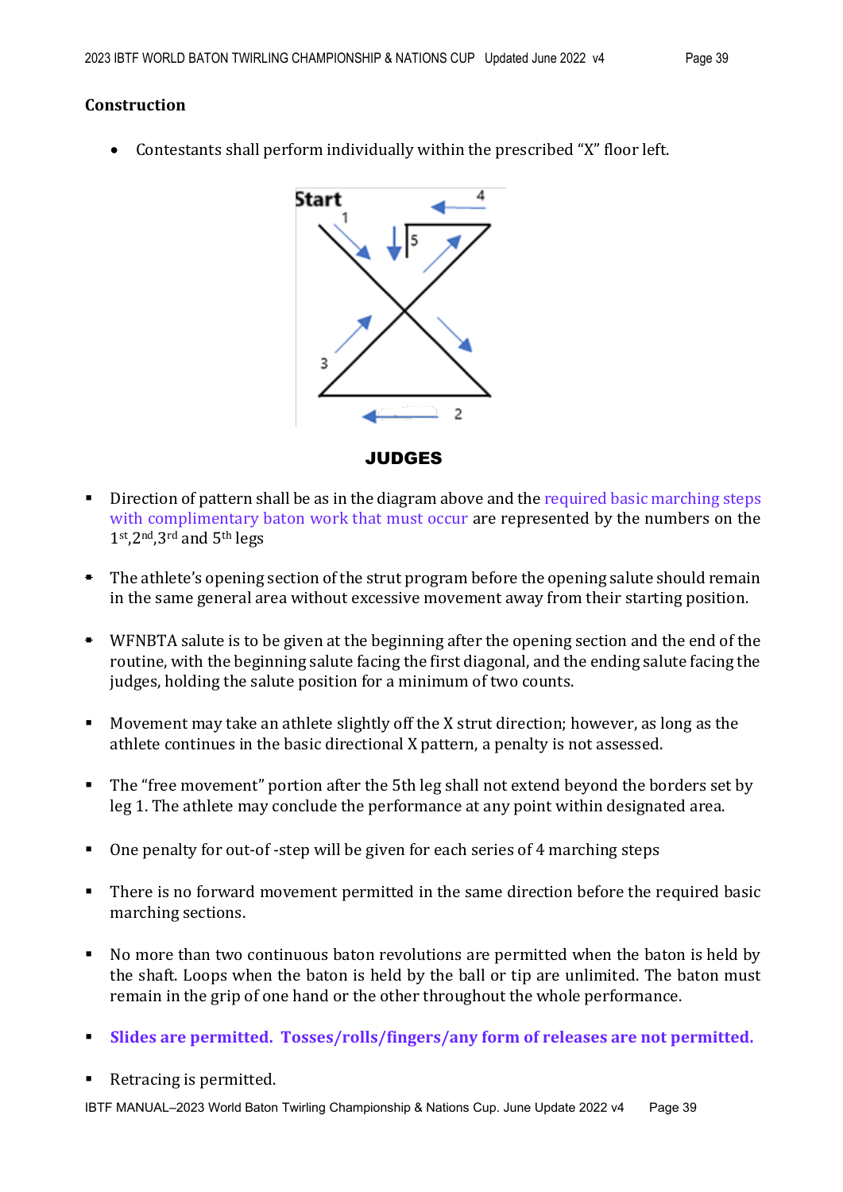## Construction

- Contestants shall perform individually within the prescribed "X" floor left.

Start

JUDGES

- Direction of pattern shall be as in the diagram above and the required basic marching steps with complimentary baton work that must occur are represented by the numbers on the 1st,2nd,3rd and 5th legs
- The athlete's opening section of the strut program before the opening salute should remain in the same general area without excessive movement away from their starting position.
- WFNBTA salute is to be given at the beginning after the opening section and the end of the routine, with the beginning salute facing the first diagonal, and the ending salute facing the judges, holding the salute position for a minimum of two counts.
- Movement may take an athlete slightly off the X strut direction; however, as long as the athlete continues in the basic directional X pattern, a penalty is not assessed.
- The "free movement" portion after the 5th leg shall not extend beyond the borders set by leg 1. The athlete may conclude the performance at any point within designated area.
- One penalty for out-of -step will be given for each series of 4 marching steps
- There is no forward movement permitted in the same direction before the required basic marching sections.
- No more than two continuous baton revolutions are permitted when the baton is held by the shaft. Loops when the baton is held by the ball or tip are unlimited. The baton must remain in the grip of one hand or the other throughout the whole performance.
- **Slides are permitted. Tosses/rolls/fingers/any form of releases are not permitted.**
- Retracing is permitted.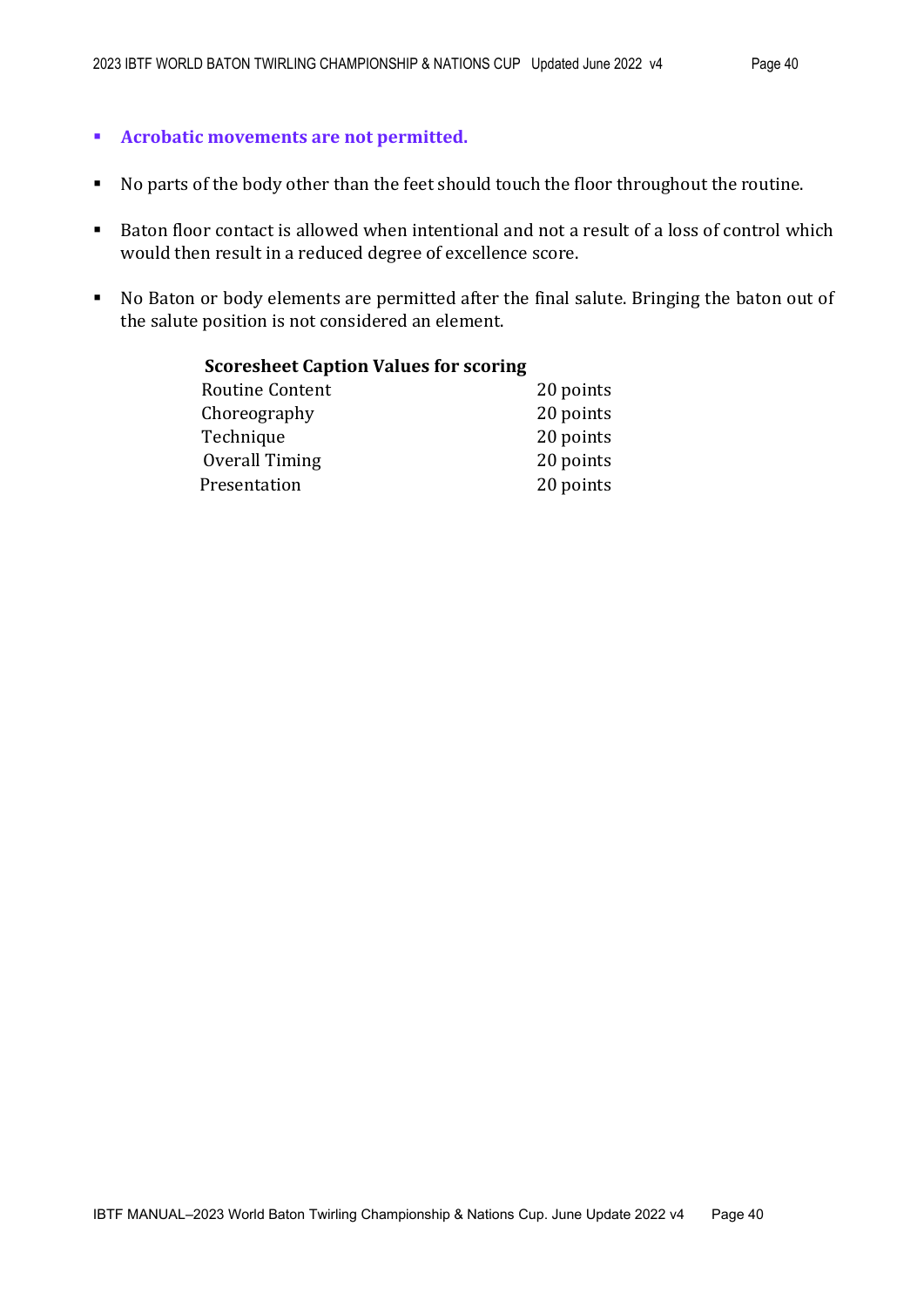- **Acrobatic movements are not permitted.**

- No parts of the body other than the feet should touch the floor throughout the routine.

- Baton floor contact is allowed when intentional and not a result of a loss of control which would then result in a reduced degree of excellence score.

- No Baton or body elements are permitted after the final salute. Bringing the baton out of the salute position is not considered an element.

**Scoresheet Caption Values for scoring**

| | |
|---|---|
| Routine Content | 20 points |
| Choreography | 20 points |
| Technique | 20 points |
| Overall Timing | 20 points |
| Presentation | 20 points |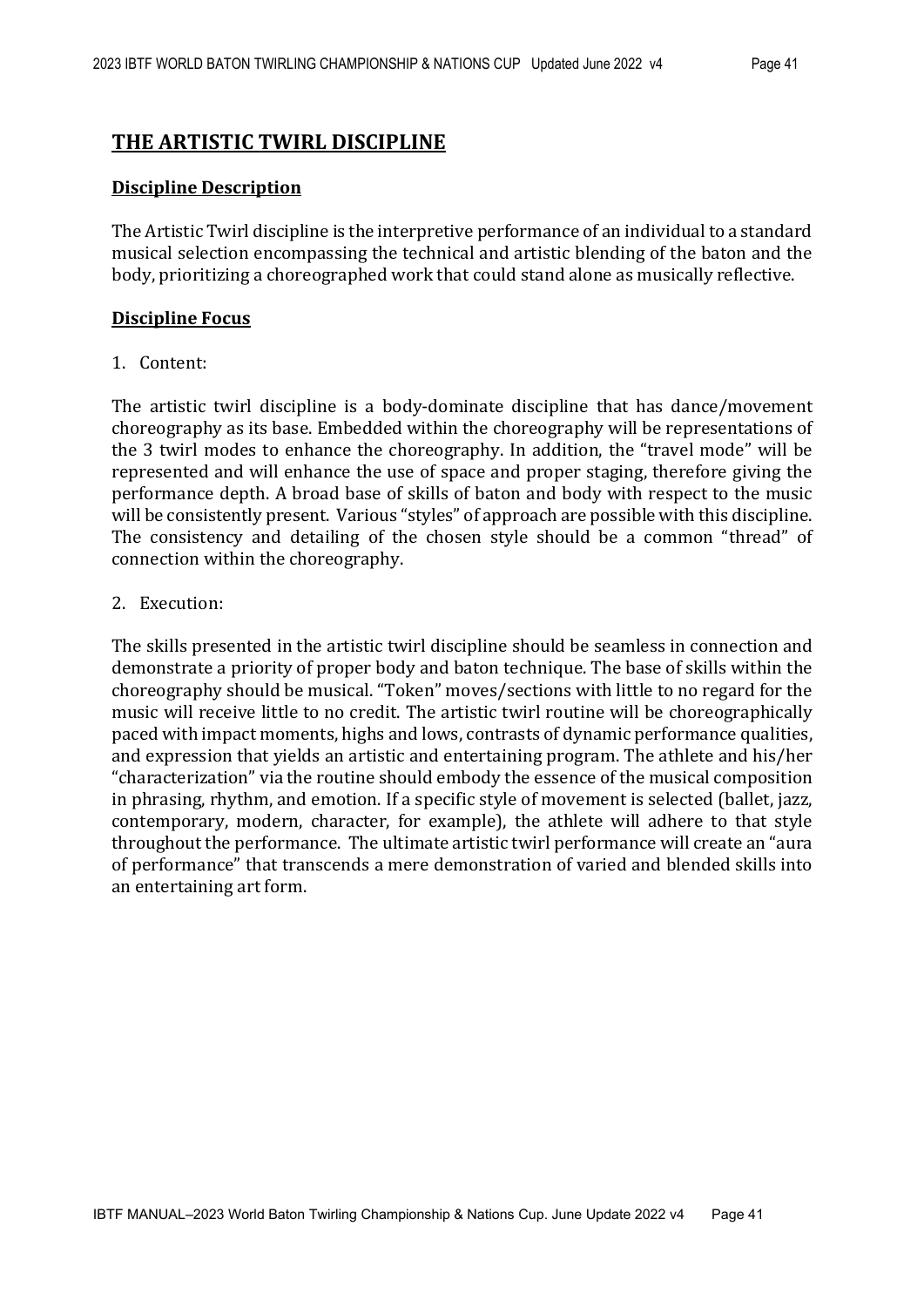## THE ARTISTIC TWIRL DISCIPLINE

### Discipline Description

The Artistic Twirl discipline is the interpretive performance of an individual to a standard musical selection encompassing the technical and artistic blending of the baton and the body, prioritizing a choreographed work that could stand alone as musically reflective.

### Discipline Focus

1. Content:

The artistic twirl discipline is a body-dominate discipline that has dance/movement choreography as its base. Embedded within the choreography will be representations of the 3 twirl modes to enhance the choreography. In addition, the "travel mode" will be represented and will enhance the use of space and proper staging, therefore giving the performance depth. A broad base of skills of baton and body with respect to the music will be consistently present. Various "styles" of approach are possible with this discipline. The consistency and detailing of the chosen style should be a common "thread" of connection within the choreography.

2. Execution:

The skills presented in the artistic twirl discipline should be seamless in connection and demonstrate a priority of proper body and baton technique. The base of skills within the choreography should be musical. "Token" moves/sections with little to no regard for the music will receive little to no credit. The artistic twirl routine will be choreographically paced with impact moments, highs and lows, contrasts of dynamic performance qualities, and expression that yields an artistic and entertaining program. The athlete and his/her "characterization" via the routine should embody the essence of the musical composition in phrasing, rhythm, and emotion. If a specific style of movement is selected (ballet, jazz, contemporary, modern, character, for example), the athlete will adhere to that style throughout the performance. The ultimate artistic twirl performance will create an "aura of performance" that transcends a mere demonstration of varied and blended skills into an entertaining art form.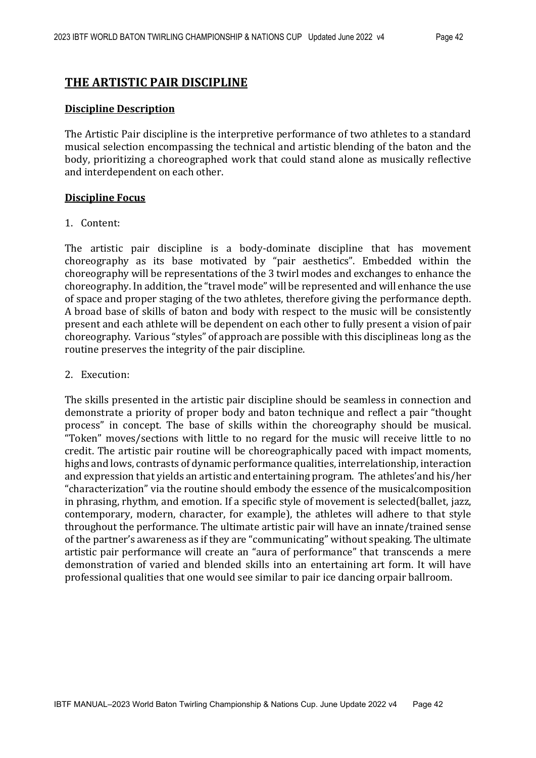# THE ARTISTIC PAIR DISCIPLINE

## Discipline Description

The Artistic Pair discipline is the interpretive performance of two athletes to a standard musical selection encompassing the technical and artistic blending of the baton and the body, prioritizing a choreographed work that could stand alone as musically reflective and interdependent on each other.

## Discipline Focus

1. Content:

The artistic pair discipline is a body-dominate discipline that has movement choreography as its base motivated by "pair aesthetics". Embedded within the choreography will be representations of the 3 twirl modes and exchanges to enhance the choreography. In addition, the "travel mode" will be represented and will enhance the use of space and proper staging of the two athletes, therefore giving the performance depth. A broad base of skills of baton and body with respect to the music will be consistently present and each athlete will be dependent on each other to fully present a vision of pair choreography. Various "styles" of approach are possible with this disciplineas long as the routine preserves the integrity of the pair discipline.

2. Execution:

The skills presented in the artistic pair discipline should be seamless in connection and demonstrate a priority of proper body and baton technique and reflect a pair "thought process" in concept. The base of skills within the choreography should be musical. "Token" moves/sections with little to no regard for the music will receive little to no credit. The artistic pair routine will be choreographically paced with impact moments, highs and lows, contrasts of dynamic performance qualities, interrelationship, interaction and expression that yields an artistic and entertaining program. The athletes'and his/her "characterization" via the routine should embody the essence of the musicalcomposition in phrasing, rhythm, and emotion. If a specific style of movement is selected(ballet, jazz, contemporary, modern, character, for example), the athletes will adhere to that style throughout the performance. The ultimate artistic pair will have an innate/trained sense of the partner's awareness as if they are "communicating" without speaking. The ultimate artistic pair performance will create an "aura of performance" that transcends a mere demonstration of varied and blended skills into an entertaining art form. It will have professional qualities that one would see similar to pair ice dancing orpair ballroom.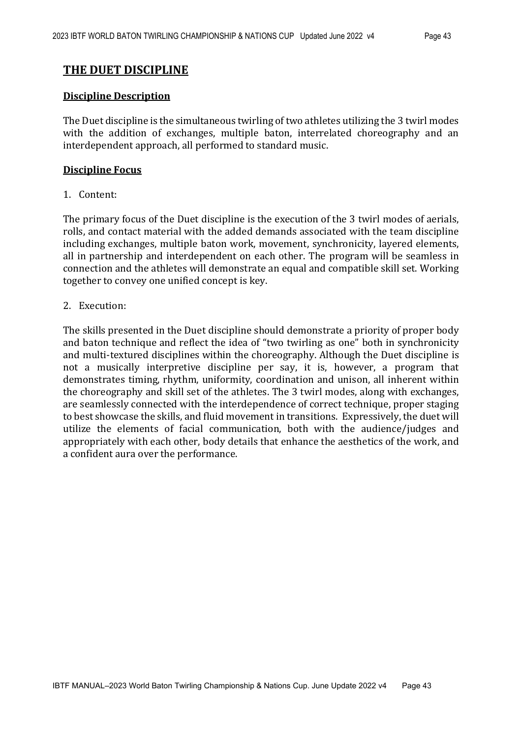## THE DUET DISCIPLINE

### Discipline Description

The Duet discipline is the simultaneous twirling of two athletes utilizing the 3 twirl modes with the addition of exchanges, multiple baton, interrelated choreography and an interdependent approach, all performed to standard music.

### Discipline Focus

1. Content:

The primary focus of the Duet discipline is the execution of the 3 twirl modes of aerials, rolls, and contact material with the added demands associated with the team discipline including exchanges, multiple baton work, movement, synchronicity, layered elements, all in partnership and interdependent on each other. The program will be seamless in connection and the athletes will demonstrate an equal and compatible skill set. Working together to convey one unified concept is key.

2. Execution:

The skills presented in the Duet discipline should demonstrate a priority of proper body and baton technique and reflect the idea of "two twirling as one" both in synchronicity and multi-textured disciplines within the choreography. Although the Duet discipline is not a musically interpretive discipline per say, it is, however, a program that demonstrates timing, rhythm, uniformity, coordination and unison, all inherent within the choreography and skill set of the athletes. The 3 twirl modes, along with exchanges, are seamlessly connected with the interdependence of correct technique, proper staging to best showcase the skills, and fluid movement in transitions. Expressively, the duet will utilize the elements of facial communication, both with the audience/judges and appropriately with each other, body details that enhance the aesthetics of the work, and a confident aura over the performance.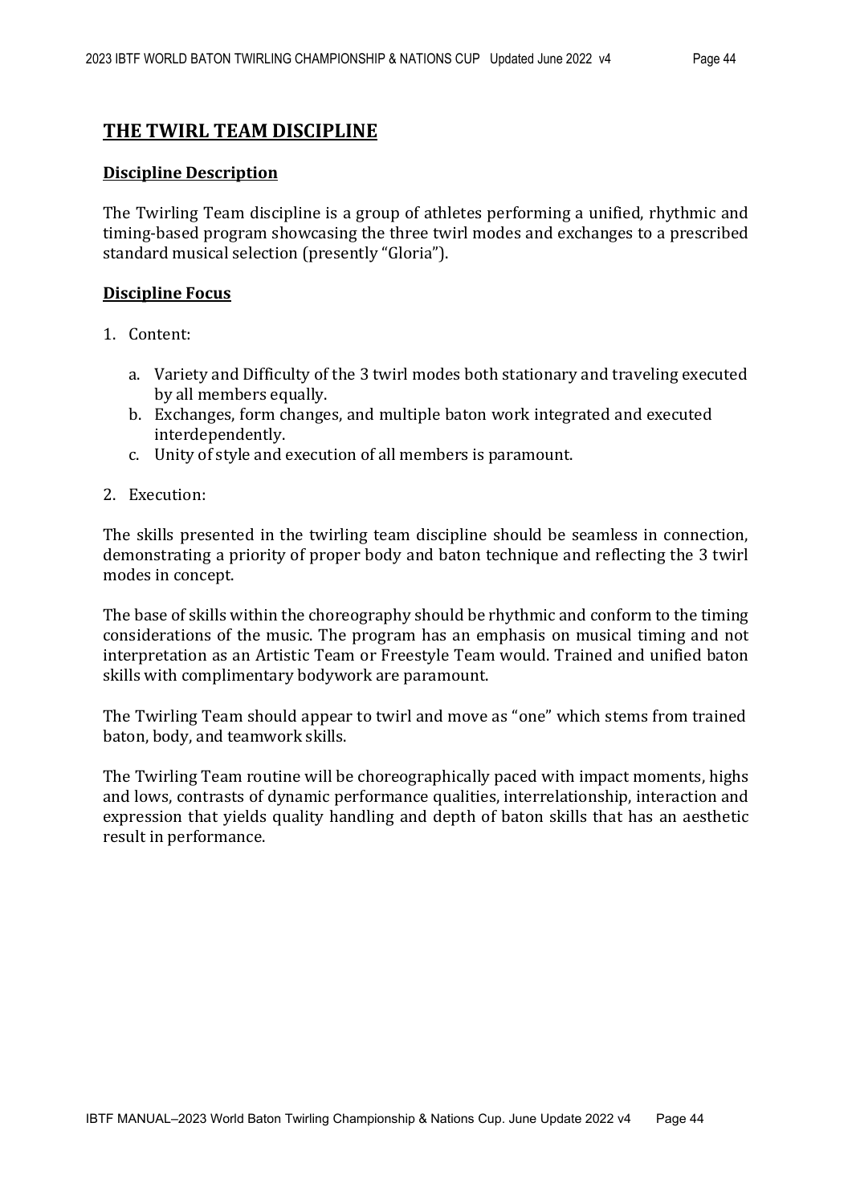## THE TWIRL TEAM DISCIPLINE

### Discipline Description

The Twirling Team discipline is a group of athletes performing a unified, rhythmic and timing-based program showcasing the three twirl modes and exchanges to a prescribed standard musical selection (presently "Gloria").

### Discipline Focus

1. Content:

   a. Variety and Difficulty of the 3 twirl modes both stationary and traveling executed by all members equally.
   b. Exchanges, form changes, and multiple baton work integrated and executed interdependently.
   c. Unity of style and execution of all members is paramount.

2. Execution:

The skills presented in the twirling team discipline should be seamless in connection, demonstrating a priority of proper body and baton technique and reflecting the 3 twirl modes in concept.

The base of skills within the choreography should be rhythmic and conform to the timing considerations of the music. The program has an emphasis on musical timing and not interpretation as an Artistic Team or Freestyle Team would. Trained and unified baton skills with complimentary bodywork are paramount.

The Twirling Team should appear to twirl and move as "one" which stems from trained baton, body, and teamwork skills.

The Twirling Team routine will be choreographically paced with impact moments, highs and lows, contrasts of dynamic performance qualities, interrelationship, interaction and expression that yields quality handling and depth of baton skills that has an aesthetic result in performance.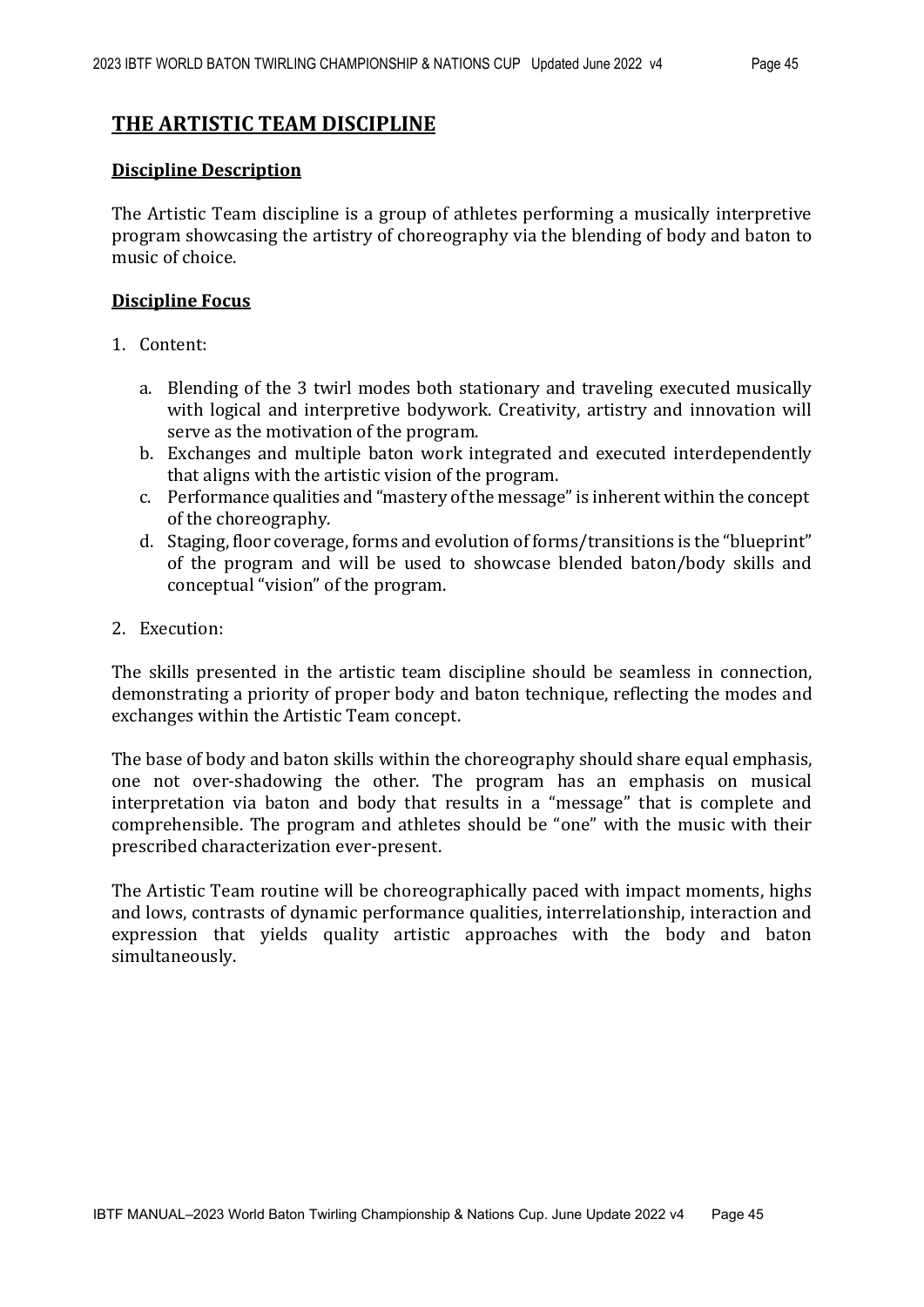# THE ARTISTIC TEAM DISCIPLINE

## Discipline Description

The Artistic Team discipline is a group of athletes performing a musically interpretive program showcasing the artistry of choreography via the blending of body and baton to music of choice.

## Discipline Focus

1. Content:

   a. Blending of the 3 twirl modes both stationary and traveling executed musically with logical and interpretive bodywork. Creativity, artistry and innovation will serve as the motivation of the program.
   b. Exchanges and multiple baton work integrated and executed interdependently that aligns with the artistic vision of the program.
   c. Performance qualities and "mastery of the message" is inherent within the concept of the choreography.
   d. Staging, floor coverage, forms and evolution of forms/transitions is the "blueprint" of the program and will be used to showcase blended baton/body skills and conceptual "vision" of the program.

2. Execution:

The skills presented in the artistic team discipline should be seamless in connection, demonstrating a priority of proper body and baton technique, reflecting the modes and exchanges within the Artistic Team concept.

The base of body and baton skills within the choreography should share equal emphasis, one not over-shadowing the other. The program has an emphasis on musical interpretation via baton and body that results in a "message" that is complete and comprehensible. The program and athletes should be "one" with the music with their prescribed characterization ever-present.

The Artistic Team routine will be choreographically paced with impact moments, highs and lows, contrasts of dynamic performance qualities, interrelationship, interaction and expression that yields quality artistic approaches with the body and baton simultaneously.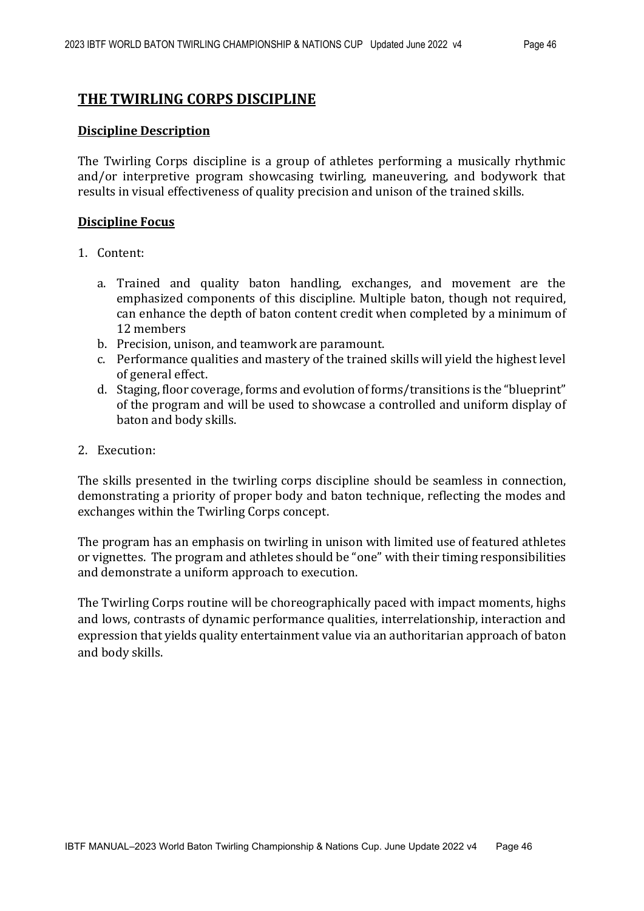## THE TWIRLING CORPS DISCIPLINE

### Discipline Description

The Twirling Corps discipline is a group of athletes performing a musically rhythmic and/or interpretive program showcasing twirling, maneuvering, and bodywork that results in visual effectiveness of quality precision and unison of the trained skills.

### Discipline Focus

1. Content:

   a. Trained and quality baton handling, exchanges, and movement are the emphasized components of this discipline. Multiple baton, though not required, can enhance the depth of baton content credit when completed by a minimum of 12 members
   b. Precision, unison, and teamwork are paramount.
   c. Performance qualities and mastery of the trained skills will yield the highest level of general effect.
   d. Staging, floor coverage, forms and evolution of forms/transitions is the "blueprint" of the program and will be used to showcase a controlled and uniform display of baton and body skills.

2. Execution:

The skills presented in the twirling corps discipline should be seamless in connection, demonstrating a priority of proper body and baton technique, reflecting the modes and exchanges within the Twirling Corps concept.

The program has an emphasis on twirling in unison with limited use of featured athletes or vignettes. The program and athletes should be "one" with their timing responsibilities and demonstrate a uniform approach to execution.

The Twirling Corps routine will be choreographically paced with impact moments, highs and lows, contrasts of dynamic performance qualities, interrelationship, interaction and expression that yields quality entertainment value via an authoritarian approach of baton and body skills.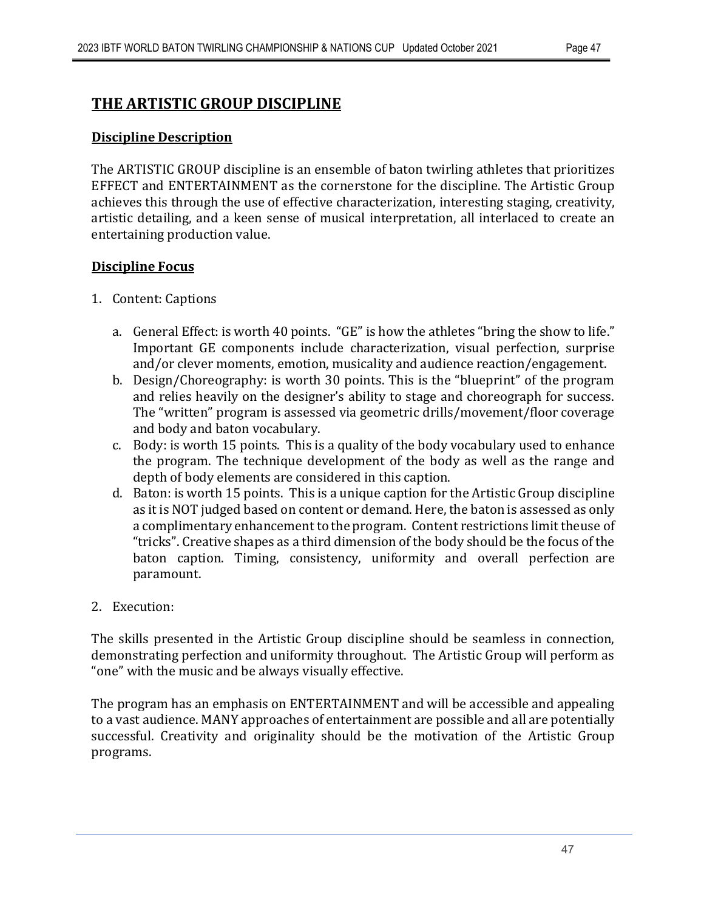## THE ARTISTIC GROUP DISCIPLINE

### Discipline Description

The ARTISTIC GROUP discipline is an ensemble of baton twirling athletes that prioritizes EFFECT and ENTERTAINMENT as the cornerstone for the discipline. The Artistic Group achieves this through the use of effective characterization, interesting staging, creativity, artistic detailing, and a keen sense of musical interpretation, all interlaced to create an entertaining production value.

### Discipline Focus

1. Content: Captions

   a. General Effect: is worth 40 points. "GE" is how the athletes "bring the show to life." Important GE components include characterization, visual perfection, surprise and/or clever moments, emotion, musicality and audience reaction/engagement.
   
   b. Design/Choreography: is worth 30 points. This is the "blueprint" of the program and relies heavily on the designer's ability to stage and choreograph for success. The "written" program is assessed via geometric drills/movement/floor coverage and body and baton vocabulary.
   
   c. Body: is worth 15 points. This is a quality of the body vocabulary used to enhance the program. The technique development of the body as well as the range and depth of body elements are considered in this caption.
   
   d. Baton: is worth 15 points. This is a unique caption for the Artistic Group discipline as it is NOT judged based on content or demand. Here, the baton is assessed as only a complimentary enhancement to the program. Content restrictions limit theuse of "tricks". Creative shapes as a third dimension of the body should be the focus of the baton caption. Timing, consistency, uniformity and overall perfection are paramount.

2. Execution:

The skills presented in the Artistic Group discipline should be seamless in connection, demonstrating perfection and uniformity throughout. The Artistic Group will perform as "one" with the music and be always visually effective.

The program has an emphasis on ENTERTAINMENT and will be accessible and appealing to a vast audience. MANY approaches of entertainment are possible and all are potentially successful. Creativity and originality should be the motivation of the Artistic Group programs.